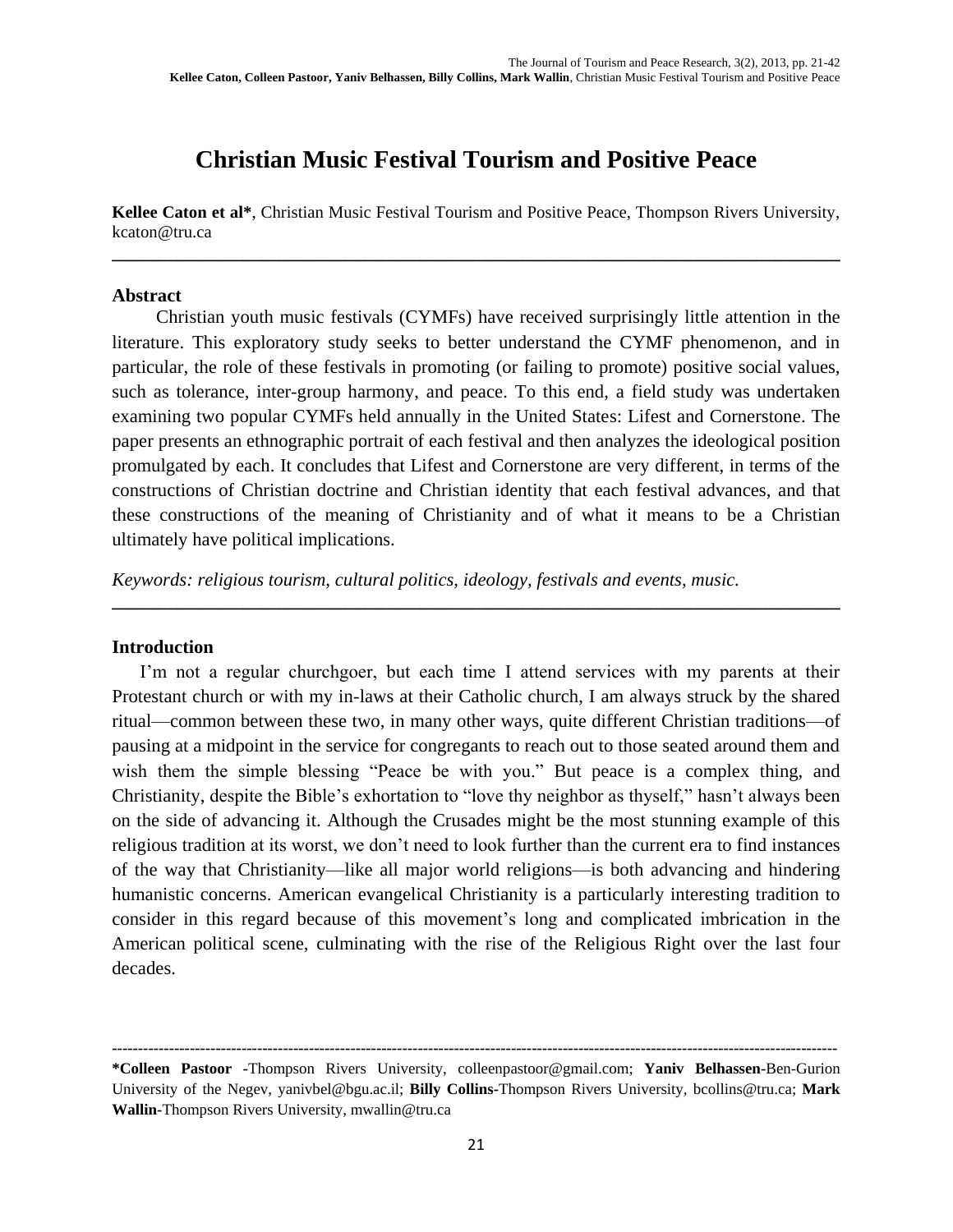# Christian Music Festival Tourism and Positive Peace

**Kellee Caton et al***, Christian Music Festival Tourism and Positive Peace, Thompson Rivers University, kcaton@tru.ca

---

## Abstract

Christian youth music festivals (CYMFs) have received surprisingly little attention in the literature. This exploratory study seeks to better understand the CYMF phenomenon, and in particular, the role of these festivals in promoting (or failing to promote) positive social values, such as tolerance, inter-group harmony, and peace. To this end, a field study was undertaken examining two popular CYMFs held annually in the United States: Lifest and Cornerstone. The paper presents an ethnographic portrait of each festival and then analyzes the ideological position promulgated by each. It concludes that Lifest and Cornerstone are very different, in terms of the constructions of Christian doctrine and Christian identity that each festival advances, and that these constructions of the meaning of Christianity and of what it means to be a Christian ultimately have political implications.

*Keywords: religious tourism, cultural politics, ideology, festivals and events, music.*

---

## Introduction

I'm not a regular churchgoer, but each time I attend services with my parents at their Protestant church or with my in-laws at their Catholic church, I am always struck by the shared ritual—common between these two, in many other ways, quite different Christian traditions—of pausing at a midpoint in the service for congregants to reach out to those seated around them and wish them the simple blessing "Peace be with you." But peace is a complex thing, and Christianity, despite the Bible's exhortation to "love thy neighbor as thyself," hasn't always been on the side of advancing it. Although the Crusades might be the most stunning example of this religious tradition at its worst, we don't need to look further than the current era to find instances of the way that Christianity—like all major world religions—is both advancing and hindering humanistic concerns. American evangelical Christianity is a particularly interesting tradition to consider in this regard because of this movement's long and complicated imbrication in the American political scene, culminating with the rise of the Religious Right over the last four decades.

---

***Colleen Pastoor** -Thompson Rivers University, colleenpastoor@gmail.com; **Yaniv Belhassen**-Ben-Gurion University of the Negev, yanivbel@bgu.ac.il; **Billy Collins**-Thompson Rivers University, bcollins@tru.ca; **Mark Wallin**-Thompson Rivers University, mwallin@tru.ca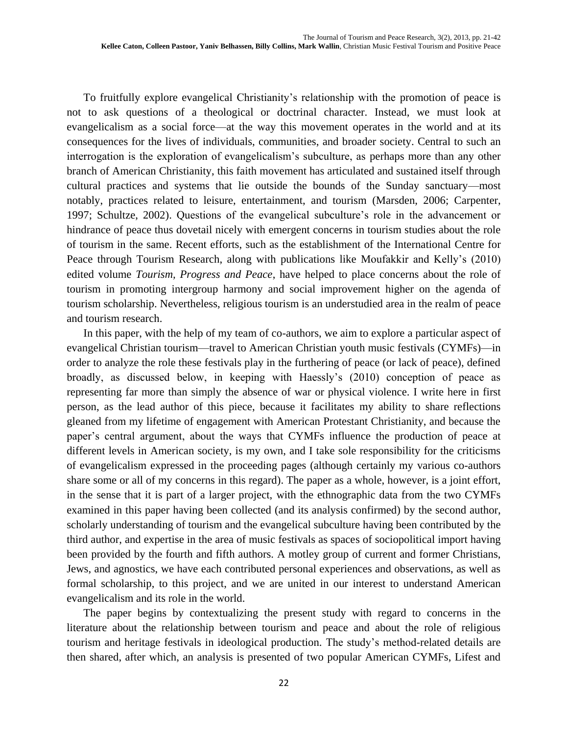To fruitfully explore evangelical Christianity's relationship with the promotion of peace is not to ask questions of a theological or doctrinal character. Instead, we must look at evangelicalism as a social force—at the way this movement operates in the world and at its consequences for the lives of individuals, communities, and broader society. Central to such an interrogation is the exploration of evangelicalism's subculture, as perhaps more than any other branch of American Christianity, this faith movement has articulated and sustained itself through cultural practices and systems that lie outside the bounds of the Sunday sanctuary—most notably, practices related to leisure, entertainment, and tourism (Marsden, 2006; Carpenter, 1997; Schultze, 2002). Questions of the evangelical subculture's role in the advancement or hindrance of peace thus dovetail nicely with emergent concerns in tourism studies about the role of tourism in the same. Recent efforts, such as the establishment of the International Centre for Peace through Tourism Research, along with publications like Moufakkir and Kelly's (2010) edited volume *Tourism, Progress and Peace*, have helped to place concerns about the role of tourism in promoting intergroup harmony and social improvement higher on the agenda of tourism scholarship. Nevertheless, religious tourism is an understudied area in the realm of peace and tourism research.

In this paper, with the help of my team of co-authors, we aim to explore a particular aspect of evangelical Christian tourism—travel to American Christian youth music festivals (CYMFs)—in order to analyze the role these festivals play in the furthering of peace (or lack of peace), defined broadly, as discussed below, in keeping with Haessly's (2010) conception of peace as representing far more than simply the absence of war or physical violence. I write here in first person, as the lead author of this piece, because it facilitates my ability to share reflections gleaned from my lifetime of engagement with American Protestant Christianity, and because the paper's central argument, about the ways that CYMFs influence the production of peace at different levels in American society, is my own, and I take sole responsibility for the criticisms of evangelicalism expressed in the proceeding pages (although certainly my various co-authors share some or all of my concerns in this regard). The paper as a whole, however, is a joint effort, in the sense that it is part of a larger project, with the ethnographic data from the two CYMFs examined in this paper having been collected (and its analysis confirmed) by the second author, scholarly understanding of tourism and the evangelical subculture having been contributed by the third author, and expertise in the area of music festivals as spaces of sociopolitical import having been provided by the fourth and fifth authors. A motley group of current and former Christians, Jews, and agnostics, we have each contributed personal experiences and observations, as well as formal scholarship, to this project, and we are united in our interest to understand American evangelicalism and its role in the world.

The paper begins by contextualizing the present study with regard to concerns in the literature about the relationship between tourism and peace and about the role of religious tourism and heritage festivals in ideological production. The study's method-related details are then shared, after which, an analysis is presented of two popular American CYMFs, Lifest and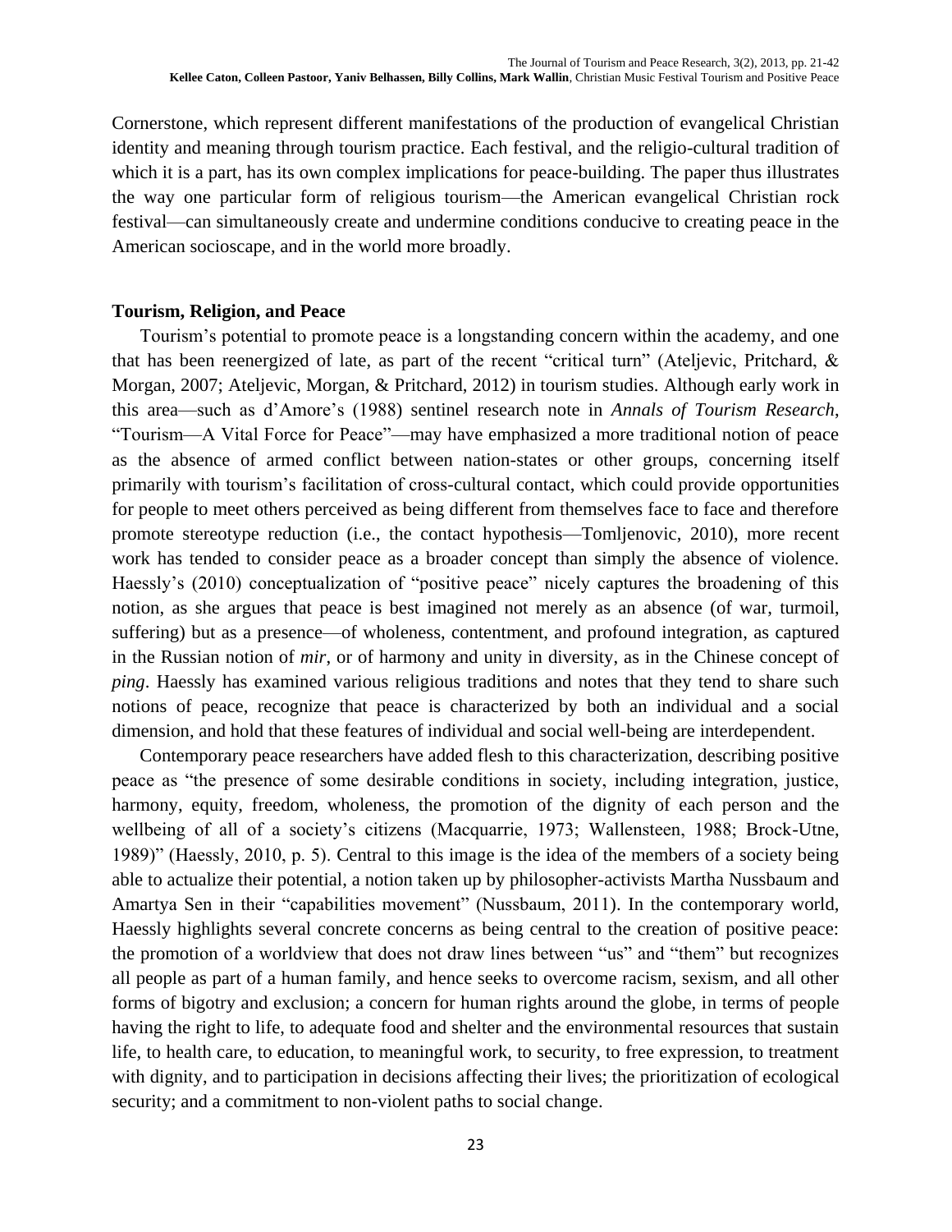Cornerstone, which represent different manifestations of the production of evangelical Christian identity and meaning through tourism practice. Each festival, and the religio-cultural tradition of which it is a part, has its own complex implications for peace-building. The paper thus illustrates the way one particular form of religious tourism—the American evangelical Christian rock festival—can simultaneously create and undermine conditions conducive to creating peace in the American socioscape, and in the world more broadly.

### Tourism, Religion, and Peace

Tourism's potential to promote peace is a longstanding concern within the academy, and one that has been reenergized of late, as part of the recent "critical turn" (Ateljevic, Pritchard, & Morgan, 2007; Ateljevic, Morgan, & Pritchard, 2012) in tourism studies. Although early work in this area—such as d'Amore's (1988) sentinel research note in *Annals of Tourism Research*, "Tourism—A Vital Force for Peace"—may have emphasized a more traditional notion of peace as the absence of armed conflict between nation-states or other groups, concerning itself primarily with tourism's facilitation of cross-cultural contact, which could provide opportunities for people to meet others perceived as being different from themselves face to face and therefore promote stereotype reduction (i.e., the contact hypothesis—Tomljenovic, 2010), more recent work has tended to consider peace as a broader concept than simply the absence of violence. Haessly's (2010) conceptualization of "positive peace" nicely captures the broadening of this notion, as she argues that peace is best imagined not merely as an absence (of war, turmoil, suffering) but as a presence—of wholeness, contentment, and profound integration, as captured in the Russian notion of *mir*, or of harmony and unity in diversity, as in the Chinese concept of *ping*. Haessly has examined various religious traditions and notes that they tend to share such notions of peace, recognize that peace is characterized by both an individual and a social dimension, and hold that these features of individual and social well-being are interdependent.

Contemporary peace researchers have added flesh to this characterization, describing positive peace as "the presence of some desirable conditions in society, including integration, justice, harmony, equity, freedom, wholeness, the promotion of the dignity of each person and the wellbeing of all of a society's citizens (Macquarrie, 1973; Wallensteen, 1988; Brock-Utne, 1989)" (Haessly, 2010, p. 5). Central to this image is the idea of the members of a society being able to actualize their potential, a notion taken up by philosopher-activists Martha Nussbaum and Amartya Sen in their "capabilities movement" (Nussbaum, 2011). In the contemporary world, Haessly highlights several concrete concerns as being central to the creation of positive peace: the promotion of a worldview that does not draw lines between "us" and "them" but recognizes all people as part of a human family, and hence seeks to overcome racism, sexism, and all other forms of bigotry and exclusion; a concern for human rights around the globe, in terms of people having the right to life, to adequate food and shelter and the environmental resources that sustain life, to health care, to education, to meaningful work, to security, to free expression, to treatment with dignity, and to participation in decisions affecting their lives; the prioritization of ecological security; and a commitment to non-violent paths to social change.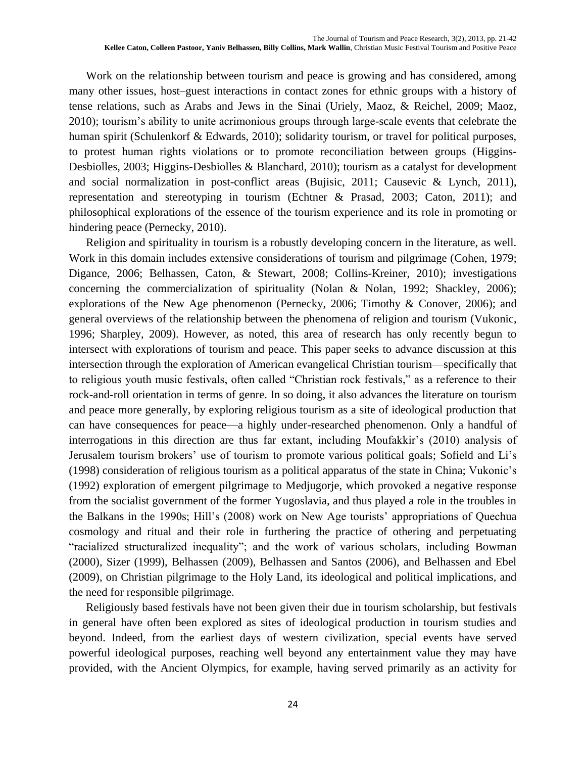Work on the relationship between tourism and peace is growing and has considered, among many other issues, host–guest interactions in contact zones for ethnic groups with a history of tense relations, such as Arabs and Jews in the Sinai (Uriely, Maoz, & Reichel, 2009; Maoz, 2010); tourism's ability to unite acrimonious groups through large-scale events that celebrate the human spirit (Schulenkorf & Edwards, 2010); solidarity tourism, or travel for political purposes, to protest human rights violations or to promote reconciliation between groups (Higgins-Desbiolles, 2003; Higgins-Desbiolles & Blanchard, 2010); tourism as a catalyst for development and social normalization in post-conflict areas (Bujisic, 2011; Causevic & Lynch, 2011), representation and stereotyping in tourism (Echtner & Prasad, 2003; Caton, 2011); and philosophical explorations of the essence of the tourism experience and its role in promoting or hindering peace (Pernecky, 2010).

Religion and spirituality in tourism is a robustly developing concern in the literature, as well. Work in this domain includes extensive considerations of tourism and pilgrimage (Cohen, 1979; Digance, 2006; Belhassen, Caton, & Stewart, 2008; Collins-Kreiner, 2010); investigations concerning the commercialization of spirituality (Nolan & Nolan, 1992; Shackley, 2006); explorations of the New Age phenomenon (Pernecky, 2006; Timothy & Conover, 2006); and general overviews of the relationship between the phenomena of religion and tourism (Vukonic, 1996; Sharpley, 2009). However, as noted, this area of research has only recently begun to intersect with explorations of tourism and peace. This paper seeks to advance discussion at this intersection through the exploration of American evangelical Christian tourism—specifically that to religious youth music festivals, often called "Christian rock festivals," as a reference to their rock-and-roll orientation in terms of genre. In so doing, it also advances the literature on tourism and peace more generally, by exploring religious tourism as a site of ideological production that can have consequences for peace—a highly under-researched phenomenon. Only a handful of interrogations in this direction are thus far extant, including Moufakkir's (2010) analysis of Jerusalem tourism brokers' use of tourism to promote various political goals; Sofield and Li's (1998) consideration of religious tourism as a political apparatus of the state in China; Vukonic's (1992) exploration of emergent pilgrimage to Medjugorje, which provoked a negative response from the socialist government of the former Yugoslavia, and thus played a role in the troubles in the Balkans in the 1990s; Hill's (2008) work on New Age tourists' appropriations of Quechua cosmology and ritual and their role in furthering the practice of othering and perpetuating "racialized structuralized inequality"; and the work of various scholars, including Bowman (2000), Sizer (1999), Belhassen (2009), Belhassen and Santos (2006), and Belhassen and Ebel (2009), on Christian pilgrimage to the Holy Land, its ideological and political implications, and the need for responsible pilgrimage.

Religiously based festivals have not been given their due in tourism scholarship, but festivals in general have often been explored as sites of ideological production in tourism studies and beyond. Indeed, from the earliest days of western civilization, special events have served powerful ideological purposes, reaching well beyond any entertainment value they may have provided, with the Ancient Olympics, for example, having served primarily as an activity for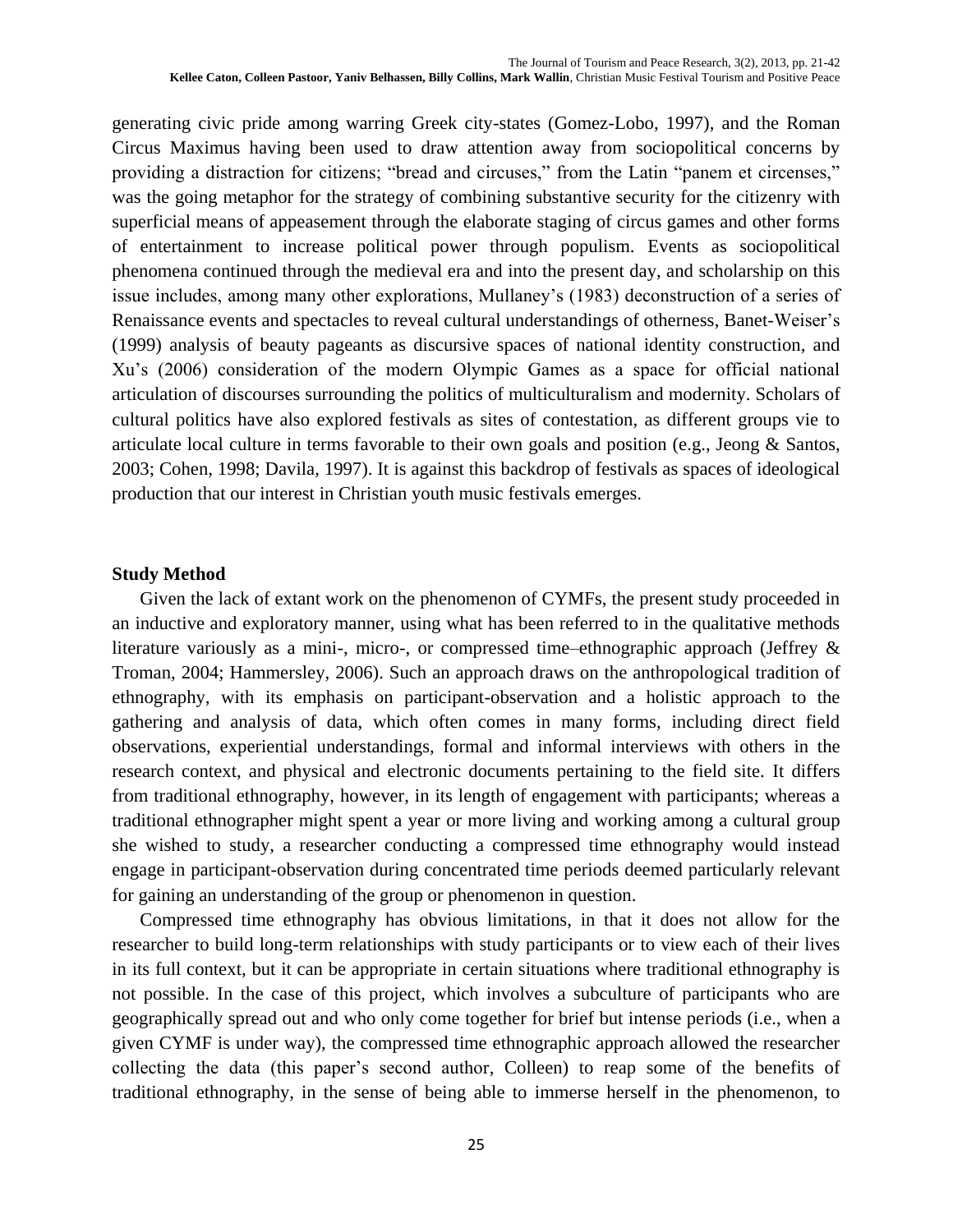generating civic pride among warring Greek city-states (Gomez-Lobo, 1997), and the Roman Circus Maximus having been used to draw attention away from sociopolitical concerns by providing a distraction for citizens; "bread and circuses," from the Latin "panem et circenses," was the going metaphor for the strategy of combining substantive security for the citizenry with superficial means of appeasement through the elaborate staging of circus games and other forms of entertainment to increase political power through populism. Events as sociopolitical phenomena continued through the medieval era and into the present day, and scholarship on this issue includes, among many other explorations, Mullaney's (1983) deconstruction of a series of Renaissance events and spectacles to reveal cultural understandings of otherness, Banet-Weiser's (1999) analysis of beauty pageants as discursive spaces of national identity construction, and Xu's (2006) consideration of the modern Olympic Games as a space for official national articulation of discourses surrounding the politics of multiculturalism and modernity. Scholars of cultural politics have also explored festivals as sites of contestation, as different groups vie to articulate local culture in terms favorable to their own goals and position (e.g., Jeong & Santos, 2003; Cohen, 1998; Davila, 1997). It is against this backdrop of festivals as spaces of ideological production that our interest in Christian youth music festivals emerges.

## Study Method

Given the lack of extant work on the phenomenon of CYMFs, the present study proceeded in an inductive and exploratory manner, using what has been referred to in the qualitative methods literature variously as a mini-, micro-, or compressed time–ethnographic approach (Jeffrey & Troman, 2004; Hammersley, 2006). Such an approach draws on the anthropological tradition of ethnography, with its emphasis on participant-observation and a holistic approach to the gathering and analysis of data, which often comes in many forms, including direct field observations, experiential understandings, formal and informal interviews with others in the research context, and physical and electronic documents pertaining to the field site. It differs from traditional ethnography, however, in its length of engagement with participants; whereas a traditional ethnographer might spent a year or more living and working among a cultural group she wished to study, a researcher conducting a compressed time ethnography would instead engage in participant-observation during concentrated time periods deemed particularly relevant for gaining an understanding of the group or phenomenon in question.

Compressed time ethnography has obvious limitations, in that it does not allow for the researcher to build long-term relationships with study participants or to view each of their lives in its full context, but it can be appropriate in certain situations where traditional ethnography is not possible. In the case of this project, which involves a subculture of participants who are geographically spread out and who only come together for brief but intense periods (i.e., when a given CYMF is under way), the compressed time ethnographic approach allowed the researcher collecting the data (this paper's second author, Colleen) to reap some of the benefits of traditional ethnography, in the sense of being able to immerse herself in the phenomenon, to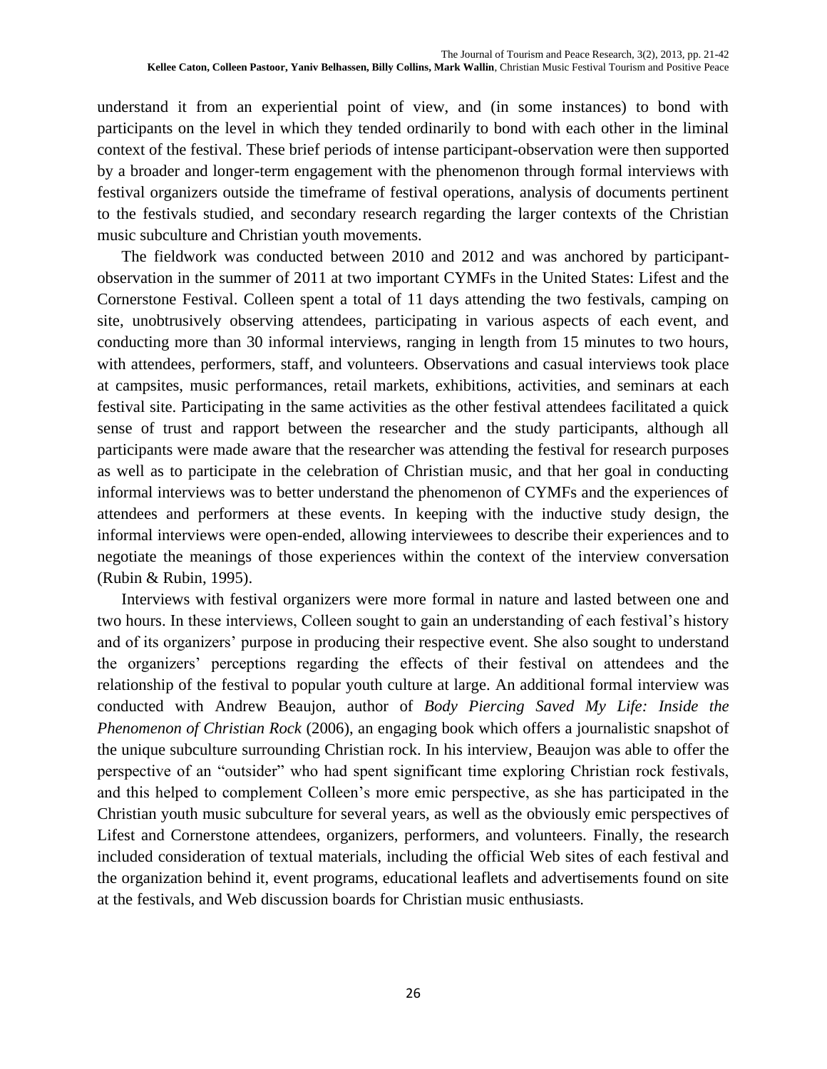understand it from an experiential point of view, and (in some instances) to bond with participants on the level in which they tended ordinarily to bond with each other in the liminal context of the festival. These brief periods of intense participant-observation were then supported by a broader and longer-term engagement with the phenomenon through formal interviews with festival organizers outside the timeframe of festival operations, analysis of documents pertinent to the festivals studied, and secondary research regarding the larger contexts of the Christian music subculture and Christian youth movements.

The fieldwork was conducted between 2010 and 2012 and was anchored by participant-observation in the summer of 2011 at two important CYMFs in the United States: Lifest and the Cornerstone Festival. Colleen spent a total of 11 days attending the two festivals, camping on site, unobtrusively observing attendees, participating in various aspects of each event, and conducting more than 30 informal interviews, ranging in length from 15 minutes to two hours, with attendees, performers, staff, and volunteers. Observations and casual interviews took place at campsites, music performances, retail markets, exhibitions, activities, and seminars at each festival site. Participating in the same activities as the other festival attendees facilitated a quick sense of trust and rapport between the researcher and the study participants, although all participants were made aware that the researcher was attending the festival for research purposes as well as to participate in the celebration of Christian music, and that her goal in conducting informal interviews was to better understand the phenomenon of CYMFs and the experiences of attendees and performers at these events. In keeping with the inductive study design, the informal interviews were open-ended, allowing interviewees to describe their experiences and to negotiate the meanings of those experiences within the context of the interview conversation (Rubin & Rubin, 1995).

Interviews with festival organizers were more formal in nature and lasted between one and two hours. In these interviews, Colleen sought to gain an understanding of each festival's history and of its organizers' purpose in producing their respective event. She also sought to understand the organizers' perceptions regarding the effects of their festival on attendees and the relationship of the festival to popular youth culture at large. An additional formal interview was conducted with Andrew Beaujon, author of *Body Piercing Saved My Life: Inside the Phenomenon of Christian Rock* (2006), an engaging book which offers a journalistic snapshot of the unique subculture surrounding Christian rock. In his interview, Beaujon was able to offer the perspective of an "outsider" who had spent significant time exploring Christian rock festivals, and this helped to complement Colleen's more emic perspective, as she has participated in the Christian youth music subculture for several years, as well as the obviously emic perspectives of Lifest and Cornerstone attendees, organizers, performers, and volunteers. Finally, the research included consideration of textual materials, including the official Web sites of each festival and the organization behind it, event programs, educational leaflets and advertisements found on site at the festivals, and Web discussion boards for Christian music enthusiasts.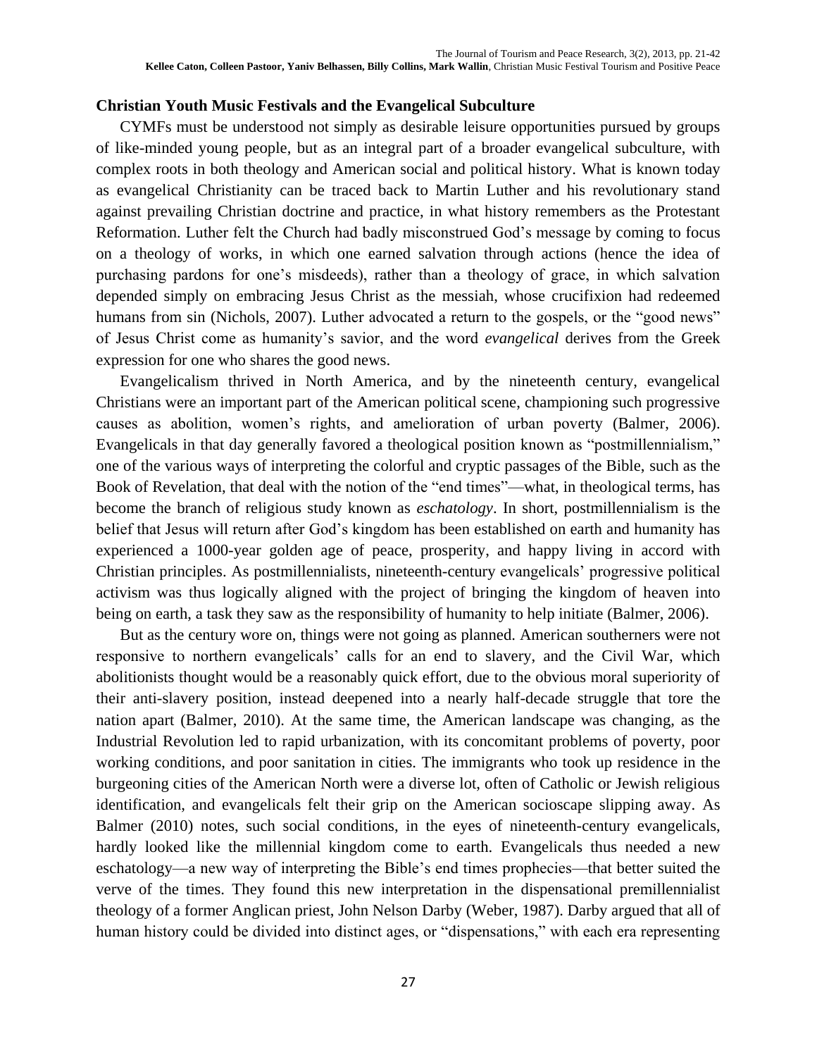## Christian Youth Music Festivals and the Evangelical Subculture

CYMFs must be understood not simply as desirable leisure opportunities pursued by groups of like-minded young people, but as an integral part of a broader evangelical subculture, with complex roots in both theology and American social and political history. What is known today as evangelical Christianity can be traced back to Martin Luther and his revolutionary stand against prevailing Christian doctrine and practice, in what history remembers as the Protestant Reformation. Luther felt the Church had badly misconstrued God's message by coming to focus on a theology of works, in which one earned salvation through actions (hence the idea of purchasing pardons for one's misdeeds), rather than a theology of grace, in which salvation depended simply on embracing Jesus Christ as the messiah, whose crucifixion had redeemed humans from sin (Nichols, 2007). Luther advocated a return to the gospels, or the "good news" of Jesus Christ come as humanity's savior, and the word *evangelical* derives from the Greek expression for one who shares the good news.

Evangelicalism thrived in North America, and by the nineteenth century, evangelical Christians were an important part of the American political scene, championing such progressive causes as abolition, women's rights, and amelioration of urban poverty (Balmer, 2006). Evangelicals in that day generally favored a theological position known as "postmillennialism," one of the various ways of interpreting the colorful and cryptic passages of the Bible, such as the Book of Revelation, that deal with the notion of the "end times"—what, in theological terms, has become the branch of religious study known as *eschatology*. In short, postmillennialism is the belief that Jesus will return after God's kingdom has been established on earth and humanity has experienced a 1000-year golden age of peace, prosperity, and happy living in accord with Christian principles. As postmillennialists, nineteenth-century evangelicals' progressive political activism was thus logically aligned with the project of bringing the kingdom of heaven into being on earth, a task they saw as the responsibility of humanity to help initiate (Balmer, 2006).

But as the century wore on, things were not going as planned. American southerners were not responsive to northern evangelicals' calls for an end to slavery, and the Civil War, which abolitionists thought would be a reasonably quick effort, due to the obvious moral superiority of their anti-slavery position, instead deepened into a nearly half-decade struggle that tore the nation apart (Balmer, 2010). At the same time, the American landscape was changing, as the Industrial Revolution led to rapid urbanization, with its concomitant problems of poverty, poor working conditions, and poor sanitation in cities. The immigrants who took up residence in the burgeoning cities of the American North were a diverse lot, often of Catholic or Jewish religious identification, and evangelicals felt their grip on the American socioscape slipping away. As Balmer (2010) notes, such social conditions, in the eyes of nineteenth-century evangelicals, hardly looked like the millennial kingdom come to earth. Evangelicals thus needed a new eschatology—a new way of interpreting the Bible's end times prophecies—that better suited the verve of the times. They found this new interpretation in the dispensational premillennialist theology of a former Anglican priest, John Nelson Darby (Weber, 1987). Darby argued that all of human history could be divided into distinct ages, or "dispensations," with each era representing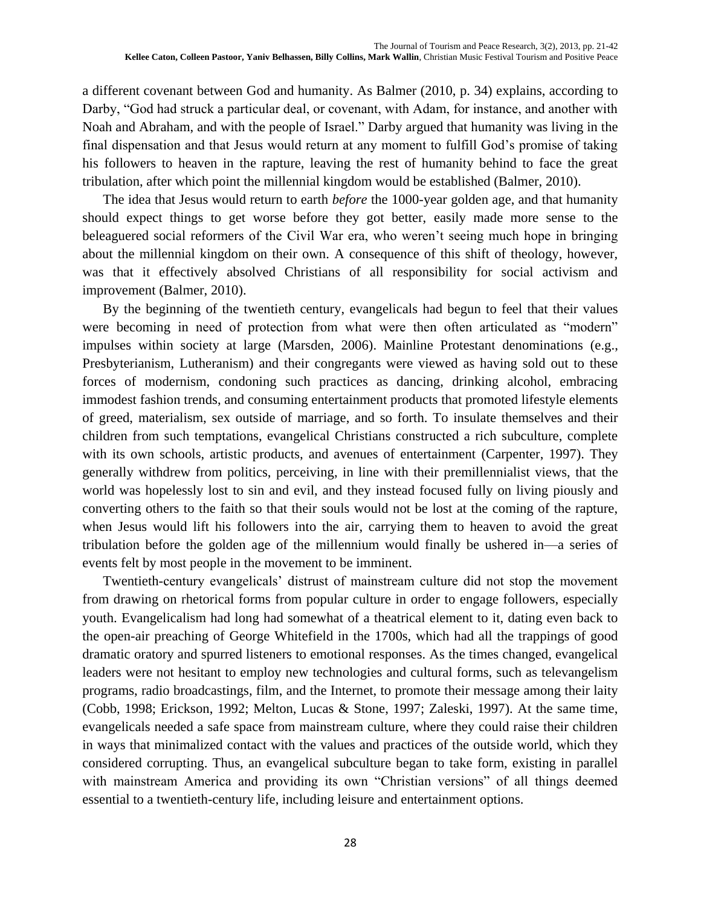a different covenant between God and humanity. As Balmer (2010, p. 34) explains, according to Darby, "God had struck a particular deal, or covenant, with Adam, for instance, and another with Noah and Abraham, and with the people of Israel." Darby argued that humanity was living in the final dispensation and that Jesus would return at any moment to fulfill God's promise of taking his followers to heaven in the rapture, leaving the rest of humanity behind to face the great tribulation, after which point the millennial kingdom would be established (Balmer, 2010).

The idea that Jesus would return to earth *before* the 1000-year golden age, and that humanity should expect things to get worse before they got better, easily made more sense to the beleaguered social reformers of the Civil War era, who weren't seeing much hope in bringing about the millennial kingdom on their own. A consequence of this shift of theology, however, was that it effectively absolved Christians of all responsibility for social activism and improvement (Balmer, 2010).

By the beginning of the twentieth century, evangelicals had begun to feel that their values were becoming in need of protection from what were then often articulated as "modern" impulses within society at large (Marsden, 2006). Mainline Protestant denominations (e.g., Presbyterianism, Lutheranism) and their congregants were viewed as having sold out to these forces of modernism, condoning such practices as dancing, drinking alcohol, embracing immodest fashion trends, and consuming entertainment products that promoted lifestyle elements of greed, materialism, sex outside of marriage, and so forth. To insulate themselves and their children from such temptations, evangelical Christians constructed a rich subculture, complete with its own schools, artistic products, and avenues of entertainment (Carpenter, 1997). They generally withdrew from politics, perceiving, in line with their premillennialist views, that the world was hopelessly lost to sin and evil, and they instead focused fully on living piously and converting others to the faith so that their souls would not be lost at the coming of the rapture, when Jesus would lift his followers into the air, carrying them to heaven to avoid the great tribulation before the golden age of the millennium would finally be ushered in—a series of events felt by most people in the movement to be imminent.

Twentieth-century evangelicals' distrust of mainstream culture did not stop the movement from drawing on rhetorical forms from popular culture in order to engage followers, especially youth. Evangelicalism had long had somewhat of a theatrical element to it, dating even back to the open-air preaching of George Whitefield in the 1700s, which had all the trappings of good dramatic oratory and spurred listeners to emotional responses. As the times changed, evangelical leaders were not hesitant to employ new technologies and cultural forms, such as televangelism programs, radio broadcastings, film, and the Internet, to promote their message among their laity (Cobb, 1998; Erickson, 1992; Melton, Lucas & Stone, 1997; Zaleski, 1997). At the same time, evangelicals needed a safe space from mainstream culture, where they could raise their children in ways that minimalized contact with the values and practices of the outside world, which they considered corrupting. Thus, an evangelical subculture began to take form, existing in parallel with mainstream America and providing its own "Christian versions" of all things deemed essential to a twentieth-century life, including leisure and entertainment options.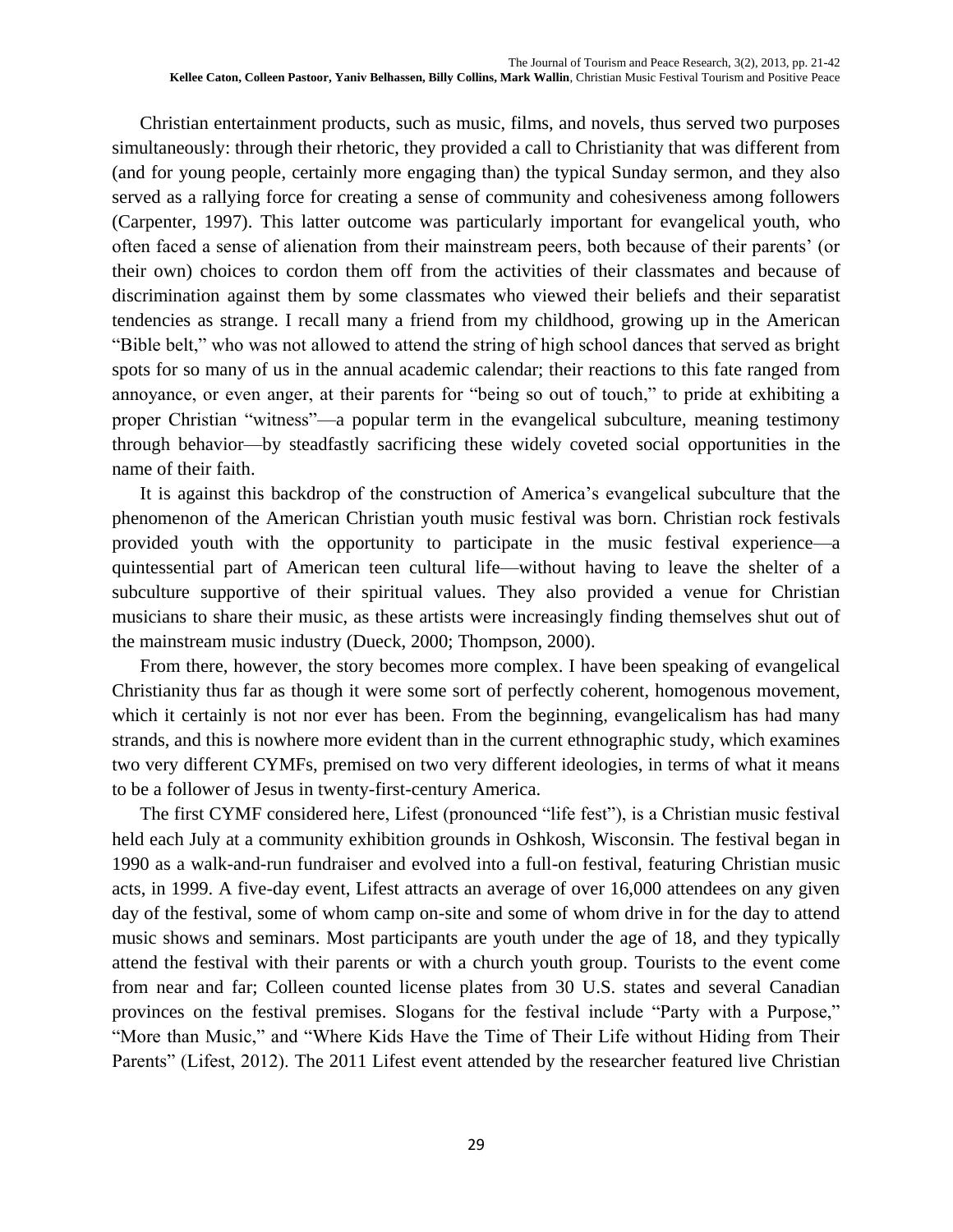Christian entertainment products, such as music, films, and novels, thus served two purposes simultaneously: through their rhetoric, they provided a call to Christianity that was different from (and for young people, certainly more engaging than) the typical Sunday sermon, and they also served as a rallying force for creating a sense of community and cohesiveness among followers (Carpenter, 1997). This latter outcome was particularly important for evangelical youth, who often faced a sense of alienation from their mainstream peers, both because of their parents' (or their own) choices to cordon them off from the activities of their classmates and because of discrimination against them by some classmates who viewed their beliefs and their separatist tendencies as strange. I recall many a friend from my childhood, growing up in the American "Bible belt," who was not allowed to attend the string of high school dances that served as bright spots for so many of us in the annual academic calendar; their reactions to this fate ranged from annoyance, or even anger, at their parents for "being so out of touch," to pride at exhibiting a proper Christian "witness"—a popular term in the evangelical subculture, meaning testimony through behavior—by steadfastly sacrificing these widely coveted social opportunities in the name of their faith.

It is against this backdrop of the construction of America's evangelical subculture that the phenomenon of the American Christian youth music festival was born. Christian rock festivals provided youth with the opportunity to participate in the music festival experience—a quintessential part of American teen cultural life—without having to leave the shelter of a subculture supportive of their spiritual values. They also provided a venue for Christian musicians to share their music, as these artists were increasingly finding themselves shut out of the mainstream music industry (Dueck, 2000; Thompson, 2000).

From there, however, the story becomes more complex. I have been speaking of evangelical Christianity thus far as though it were some sort of perfectly coherent, homogenous movement, which it certainly is not nor ever has been. From the beginning, evangelicalism has had many strands, and this is nowhere more evident than in the current ethnographic study, which examines two very different CYMFs, premised on two very different ideologies, in terms of what it means to be a follower of Jesus in twenty-first-century America.

The first CYMF considered here, Lifest (pronounced "life fest"), is a Christian music festival held each July at a community exhibition grounds in Oshkosh, Wisconsin. The festival began in 1990 as a walk-and-run fundraiser and evolved into a full-on festival, featuring Christian music acts, in 1999. A five-day event, Lifest attracts an average of over 16,000 attendees on any given day of the festival, some of whom camp on-site and some of whom drive in for the day to attend music shows and seminars. Most participants are youth under the age of 18, and they typically attend the festival with their parents or with a church youth group. Tourists to the event come from near and far; Colleen counted license plates from 30 U.S. states and several Canadian provinces on the festival premises. Slogans for the festival include "Party with a Purpose," "More than Music," and "Where Kids Have the Time of Their Life without Hiding from Their Parents" (Lifest, 2012). The 2011 Lifest event attended by the researcher featured live Christian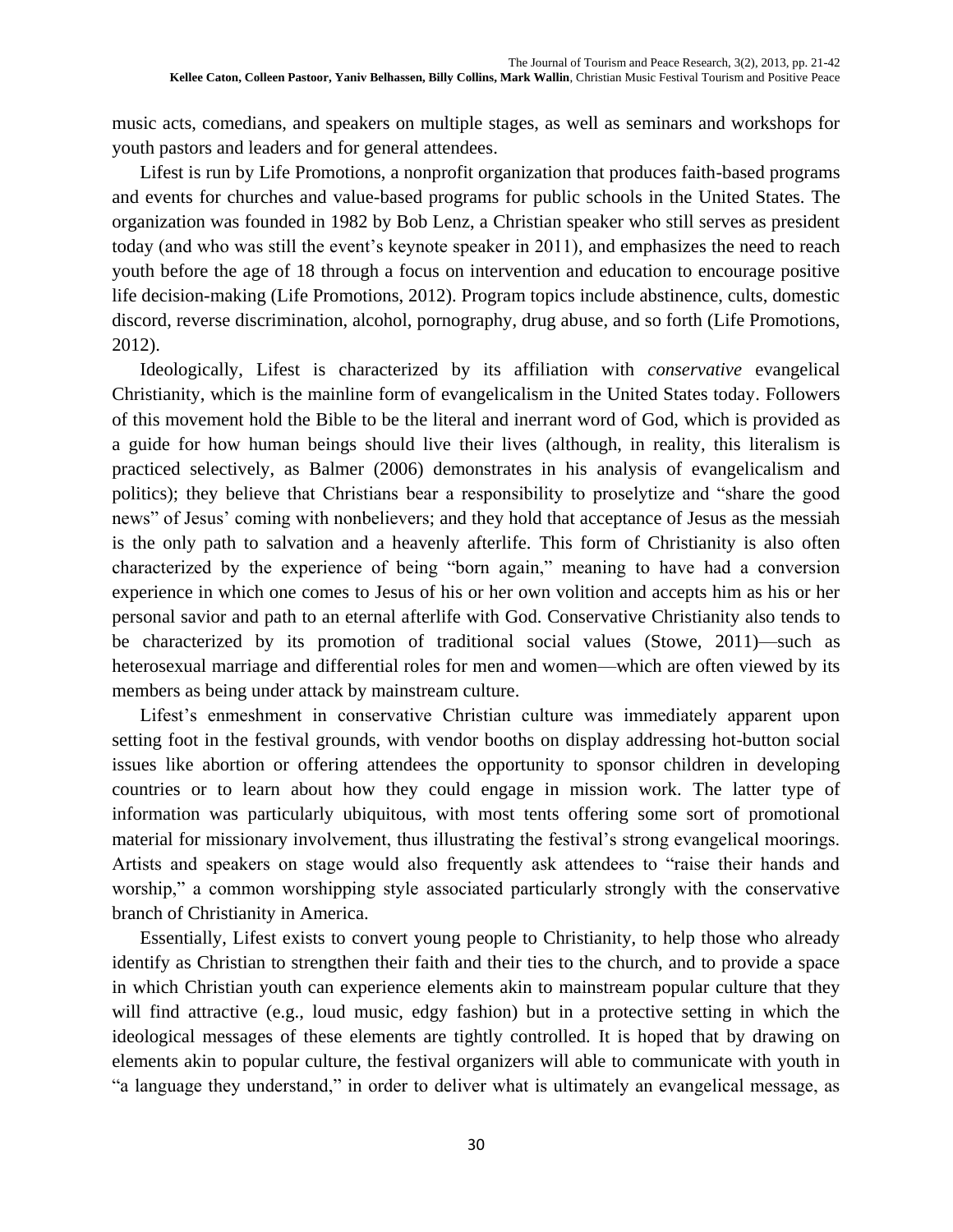music acts, comedians, and speakers on multiple stages, as well as seminars and workshops for youth pastors and leaders and for general attendees.

Lifest is run by Life Promotions, a nonprofit organization that produces faith-based programs and events for churches and value-based programs for public schools in the United States. The organization was founded in 1982 by Bob Lenz, a Christian speaker who still serves as president today (and who was still the event's keynote speaker in 2011), and emphasizes the need to reach youth before the age of 18 through a focus on intervention and education to encourage positive life decision-making (Life Promotions, 2012). Program topics include abstinence, cults, domestic discord, reverse discrimination, alcohol, pornography, drug abuse, and so forth (Life Promotions, 2012).

Ideologically, Lifest is characterized by its affiliation with *conservative* evangelical Christianity, which is the mainline form of evangelicalism in the United States today. Followers of this movement hold the Bible to be the literal and inerrant word of God, which is provided as a guide for how human beings should live their lives (although, in reality, this literalism is practiced selectively, as Balmer (2006) demonstrates in his analysis of evangelicalism and politics); they believe that Christians bear a responsibility to proselytize and "share the good news" of Jesus' coming with nonbelievers; and they hold that acceptance of Jesus as the messiah is the only path to salvation and a heavenly afterlife. This form of Christianity is also often characterized by the experience of being "born again," meaning to have had a conversion experience in which one comes to Jesus of his or her own volition and accepts him as his or her personal savior and path to an eternal afterlife with God. Conservative Christianity also tends to be characterized by its promotion of traditional social values (Stowe, 2011)—such as heterosexual marriage and differential roles for men and women—which are often viewed by its members as being under attack by mainstream culture.

Lifest's enmeshment in conservative Christian culture was immediately apparent upon setting foot in the festival grounds, with vendor booths on display addressing hot-button social issues like abortion or offering attendees the opportunity to sponsor children in developing countries or to learn about how they could engage in mission work. The latter type of information was particularly ubiquitous, with most tents offering some sort of promotional material for missionary involvement, thus illustrating the festival's strong evangelical moorings. Artists and speakers on stage would also frequently ask attendees to "raise their hands and worship," a common worshipping style associated particularly strongly with the conservative branch of Christianity in America.

Essentially, Lifest exists to convert young people to Christianity, to help those who already identify as Christian to strengthen their faith and their ties to the church, and to provide a space in which Christian youth can experience elements akin to mainstream popular culture that they will find attractive (e.g., loud music, edgy fashion) but in a protective setting in which the ideological messages of these elements are tightly controlled. It is hoped that by drawing on elements akin to popular culture, the festival organizers will able to communicate with youth in "a language they understand," in order to deliver what is ultimately an evangelical message, as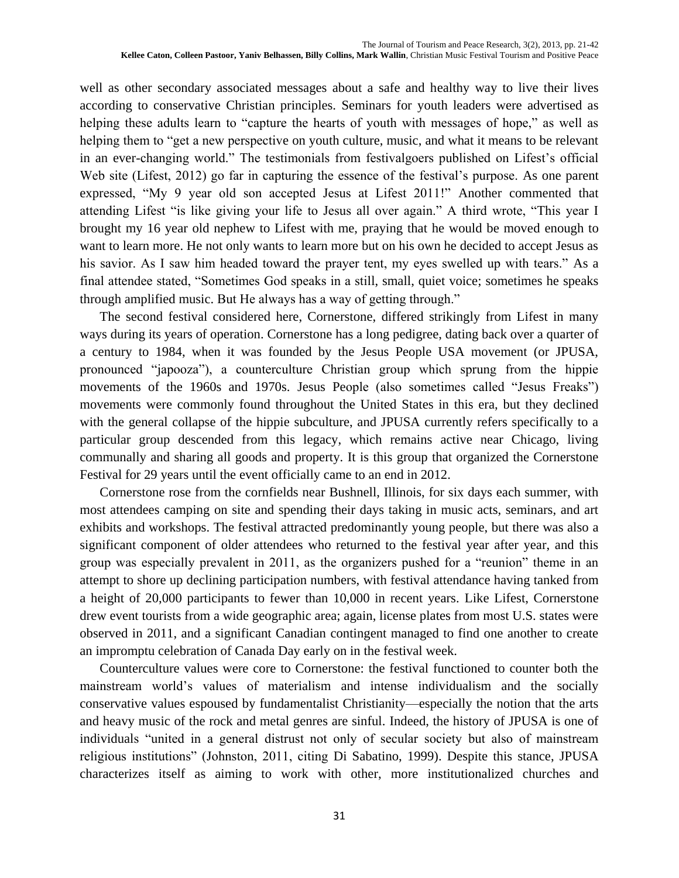well as other secondary associated messages about a safe and healthy way to live their lives according to conservative Christian principles. Seminars for youth leaders were advertised as helping these adults learn to "capture the hearts of youth with messages of hope," as well as helping them to "get a new perspective on youth culture, music, and what it means to be relevant in an ever-changing world." The testimonials from festivalgoers published on Lifest's official Web site (Lifest, 2012) go far in capturing the essence of the festival's purpose. As one parent expressed, "My 9 year old son accepted Jesus at Lifest 2011!" Another commented that attending Lifest "is like giving your life to Jesus all over again." A third wrote, "This year I brought my 16 year old nephew to Lifest with me, praying that he would be moved enough to want to learn more. He not only wants to learn more but on his own he decided to accept Jesus as his savior. As I saw him headed toward the prayer tent, my eyes swelled up with tears." As a final attendee stated, "Sometimes God speaks in a still, small, quiet voice; sometimes he speaks through amplified music. But He always has a way of getting through."

The second festival considered here, Cornerstone, differed strikingly from Lifest in many ways during its years of operation. Cornerstone has a long pedigree, dating back over a quarter of a century to 1984, when it was founded by the Jesus People USA movement (or JPUSA, pronounced "japooza"), a counterculture Christian group which sprung from the hippie movements of the 1960s and 1970s. Jesus People (also sometimes called "Jesus Freaks") movements were commonly found throughout the United States in this era, but they declined with the general collapse of the hippie subculture, and JPUSA currently refers specifically to a particular group descended from this legacy, which remains active near Chicago, living communally and sharing all goods and property. It is this group that organized the Cornerstone Festival for 29 years until the event officially came to an end in 2012.

Cornerstone rose from the cornfields near Bushnell, Illinois, for six days each summer, with most attendees camping on site and spending their days taking in music acts, seminars, and art exhibits and workshops. The festival attracted predominantly young people, but there was also a significant component of older attendees who returned to the festival year after year, and this group was especially prevalent in 2011, as the organizers pushed for a "reunion" theme in an attempt to shore up declining participation numbers, with festival attendance having tanked from a height of 20,000 participants to fewer than 10,000 in recent years. Like Lifest, Cornerstone drew event tourists from a wide geographic area; again, license plates from most U.S. states were observed in 2011, and a significant Canadian contingent managed to find one another to create an impromptu celebration of Canada Day early on in the festival week.

Counterculture values were core to Cornerstone: the festival functioned to counter both the mainstream world's values of materialism and intense individualism and the socially conservative values espoused by fundamentalist Christianity—especially the notion that the arts and heavy music of the rock and metal genres are sinful. Indeed, the history of JPUSA is one of individuals "united in a general distrust not only of secular society but also of mainstream religious institutions" (Johnston, 2011, citing Di Sabatino, 1999). Despite this stance, JPUSA characterizes itself as aiming to work with other, more institutionalized churches and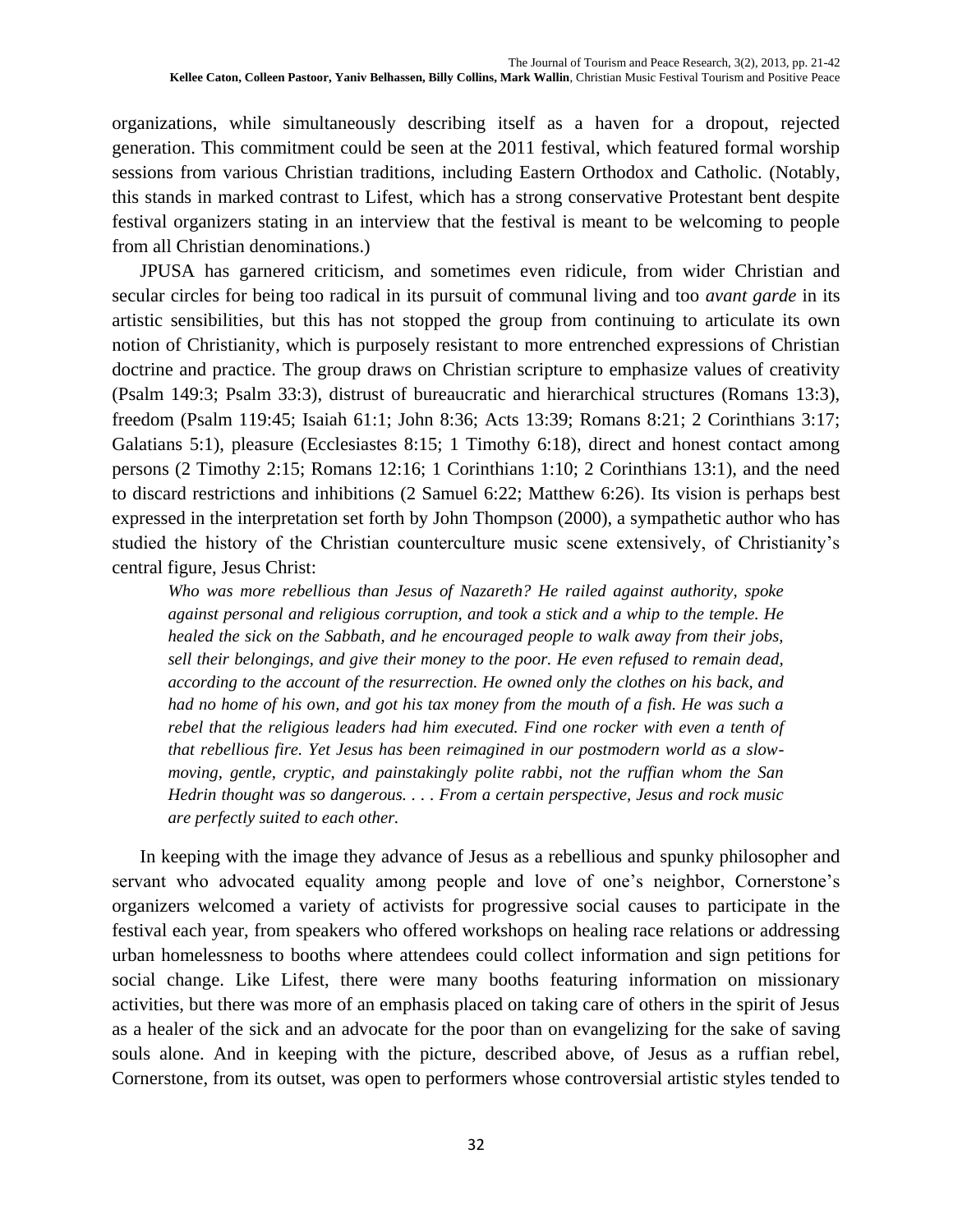organizations, while simultaneously describing itself as a haven for a dropout, rejected generation. This commitment could be seen at the 2011 festival, which featured formal worship sessions from various Christian traditions, including Eastern Orthodox and Catholic. (Notably, this stands in marked contrast to Lifest, which has a strong conservative Protestant bent despite festival organizers stating in an interview that the festival is meant to be welcoming to people from all Christian denominations.)

JPUSA has garnered criticism, and sometimes even ridicule, from wider Christian and secular circles for being too radical in its pursuit of communal living and too *avant garde* in its artistic sensibilities, but this has not stopped the group from continuing to articulate its own notion of Christianity, which is purposely resistant to more entrenched expressions of Christian doctrine and practice. The group draws on Christian scripture to emphasize values of creativity (Psalm 149:3; Psalm 33:3), distrust of bureaucratic and hierarchical structures (Romans 13:3), freedom (Psalm 119:45; Isaiah 61:1; John 8:36; Acts 13:39; Romans 8:21; 2 Corinthians 3:17; Galatians 5:1), pleasure (Ecclesiastes 8:15; 1 Timothy 6:18), direct and honest contact among persons (2 Timothy 2:15; Romans 12:16; 1 Corinthians 1:10; 2 Corinthians 13:1), and the need to discard restrictions and inhibitions (2 Samuel 6:22; Matthew 6:26). Its vision is perhaps best expressed in the interpretation set forth by John Thompson (2000), a sympathetic author who has studied the history of the Christian counterculture music scene extensively, of Christianity's central figure, Jesus Christ:

> *Who was more rebellious than Jesus of Nazareth? He railed against authority, spoke against personal and religious corruption, and took a stick and a whip to the temple. He healed the sick on the Sabbath, and he encouraged people to walk away from their jobs, sell their belongings, and give their money to the poor. He even refused to remain dead, according to the account of the resurrection. He owned only the clothes on his back, and had no home of his own, and got his tax money from the mouth of a fish. He was such a rebel that the religious leaders had him executed. Find one rocker with even a tenth of that rebellious fire. Yet Jesus has been reimagined in our postmodern world as a slow-moving, gentle, cryptic, and painstakingly polite rabbi, not the ruffian whom the San Hedrin thought was so dangerous. . . . From a certain perspective, Jesus and rock music are perfectly suited to each other.*

In keeping with the image they advance of Jesus as a rebellious and spunky philosopher and servant who advocated equality among people and love of one's neighbor, Cornerstone's organizers welcomed a variety of activists for progressive social causes to participate in the festival each year, from speakers who offered workshops on healing race relations or addressing urban homelessness to booths where attendees could collect information and sign petitions for social change. Like Lifest, there were many booths featuring information on missionary activities, but there was more of an emphasis placed on taking care of others in the spirit of Jesus as a healer of the sick and an advocate for the poor than on evangelizing for the sake of saving souls alone. And in keeping with the picture, described above, of Jesus as a ruffian rebel, Cornerstone, from its outset, was open to performers whose controversial artistic styles tended to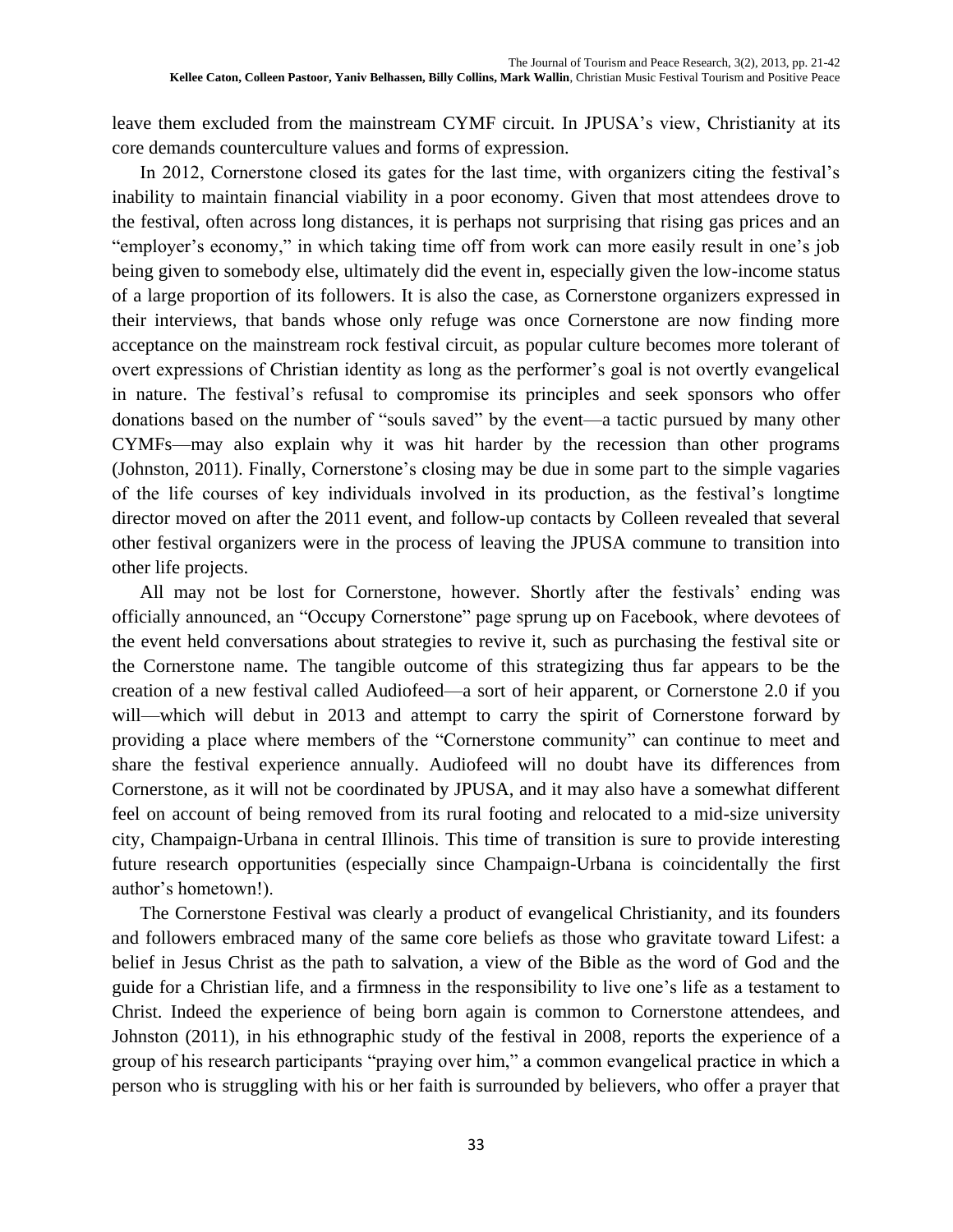leave them excluded from the mainstream CYMF circuit. In JPUSA's view, Christianity at its core demands counterculture values and forms of expression.

In 2012, Cornerstone closed its gates for the last time, with organizers citing the festival's inability to maintain financial viability in a poor economy. Given that most attendees drove to the festival, often across long distances, it is perhaps not surprising that rising gas prices and an "employer's economy," in which taking time off from work can more easily result in one's job being given to somebody else, ultimately did the event in, especially given the low-income status of a large proportion of its followers. It is also the case, as Cornerstone organizers expressed in their interviews, that bands whose only refuge was once Cornerstone are now finding more acceptance on the mainstream rock festival circuit, as popular culture becomes more tolerant of overt expressions of Christian identity as long as the performer's goal is not overtly evangelical in nature. The festival's refusal to compromise its principles and seek sponsors who offer donations based on the number of "souls saved" by the event—a tactic pursued by many other CYMFs—may also explain why it was hit harder by the recession than other programs (Johnston, 2011). Finally, Cornerstone's closing may be due in some part to the simple vagaries of the life courses of key individuals involved in its production, as the festival's longtime director moved on after the 2011 event, and follow-up contacts by Colleen revealed that several other festival organizers were in the process of leaving the JPUSA commune to transition into other life projects.

All may not be lost for Cornerstone, however. Shortly after the festivals' ending was officially announced, an "Occupy Cornerstone" page sprung up on Facebook, where devotees of the event held conversations about strategies to revive it, such as purchasing the festival site or the Cornerstone name. The tangible outcome of this strategizing thus far appears to be the creation of a new festival called Audiofeed—a sort of heir apparent, or Cornerstone 2.0 if you will—which will debut in 2013 and attempt to carry the spirit of Cornerstone forward by providing a place where members of the "Cornerstone community" can continue to meet and share the festival experience annually. Audiofeed will no doubt have its differences from Cornerstone, as it will not be coordinated by JPUSA, and it may also have a somewhat different feel on account of being removed from its rural footing and relocated to a mid-size university city, Champaign-Urbana in central Illinois. This time of transition is sure to provide interesting future research opportunities (especially since Champaign-Urbana is coincidentally the first author's hometown!).

The Cornerstone Festival was clearly a product of evangelical Christianity, and its founders and followers embraced many of the same core beliefs as those who gravitate toward Lifest: a belief in Jesus Christ as the path to salvation, a view of the Bible as the word of God and the guide for a Christian life, and a firmness in the responsibility to live one's life as a testament to Christ. Indeed the experience of being born again is common to Cornerstone attendees, and Johnston (2011), in his ethnographic study of the festival in 2008, reports the experience of a group of his research participants "praying over him," a common evangelical practice in which a person who is struggling with his or her faith is surrounded by believers, who offer a prayer that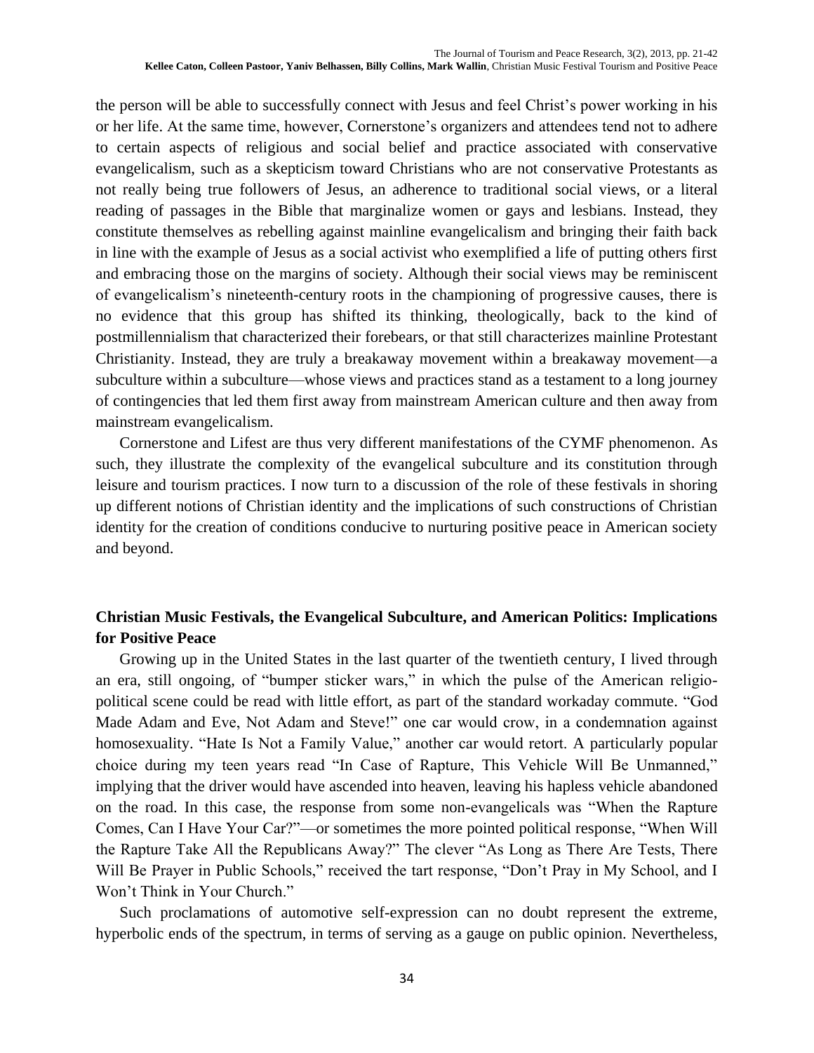the person will be able to successfully connect with Jesus and feel Christ's power working in his or her life. At the same time, however, Cornerstone's organizers and attendees tend not to adhere to certain aspects of religious and social belief and practice associated with conservative evangelicalism, such as a skepticism toward Christians who are not conservative Protestants as not really being true followers of Jesus, an adherence to traditional social views, or a literal reading of passages in the Bible that marginalize women or gays and lesbians. Instead, they constitute themselves as rebelling against mainline evangelicalism and bringing their faith back in line with the example of Jesus as a social activist who exemplified a life of putting others first and embracing those on the margins of society. Although their social views may be reminiscent of evangelicalism's nineteenth-century roots in the championing of progressive causes, there is no evidence that this group has shifted its thinking, theologically, back to the kind of postmillennialism that characterized their forebears, or that still characterizes mainline Protestant Christianity. Instead, they are truly a breakaway movement within a breakaway movement—a subculture within a subculture—whose views and practices stand as a testament to a long journey of contingencies that led them first away from mainstream American culture and then away from mainstream evangelicalism.

Cornerstone and Lifest are thus very different manifestations of the CYMF phenomenon. As such, they illustrate the complexity of the evangelical subculture and its constitution through leisure and tourism practices. I now turn to a discussion of the role of these festivals in shoring up different notions of Christian identity and the implications of such constructions of Christian identity for the creation of conditions conducive to nurturing positive peace in American society and beyond.

## Christian Music Festivals, the Evangelical Subculture, and American Politics: Implications for Positive Peace

Growing up in the United States in the last quarter of the twentieth century, I lived through an era, still ongoing, of "bumper sticker wars," in which the pulse of the American religio-political scene could be read with little effort, as part of the standard workaday commute. "God Made Adam and Eve, Not Adam and Steve!" one car would crow, in a condemnation against homosexuality. "Hate Is Not a Family Value," another car would retort. A particularly popular choice during my teen years read "In Case of Rapture, This Vehicle Will Be Unmanned," implying that the driver would have ascended into heaven, leaving his hapless vehicle abandoned on the road. In this case, the response from some non-evangelicals was "When the Rapture Comes, Can I Have Your Car?"—or sometimes the more pointed political response, "When Will the Rapture Take All the Republicans Away?" The clever "As Long as There Are Tests, There Will Be Prayer in Public Schools," received the tart response, "Don't Pray in My School, and I Won't Think in Your Church."

Such proclamations of automotive self-expression can no doubt represent the extreme, hyperbolic ends of the spectrum, in terms of serving as a gauge on public opinion. Nevertheless,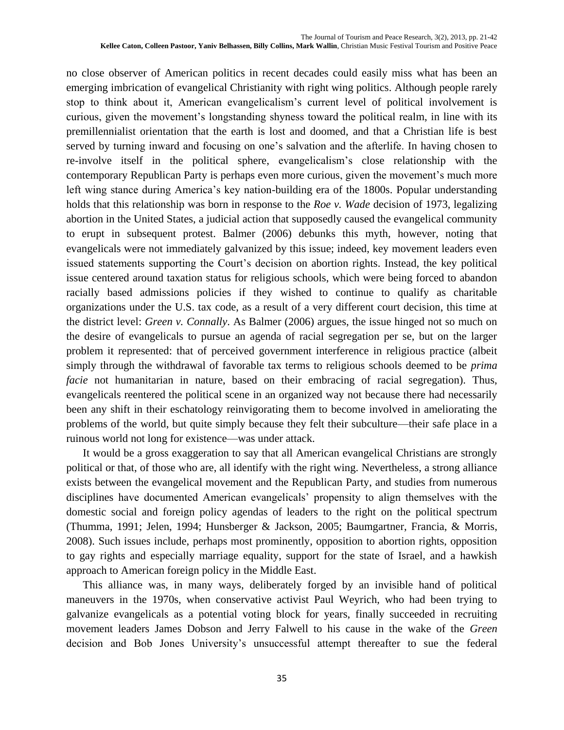no close observer of American politics in recent decades could easily miss what has been an emerging imbrication of evangelical Christianity with right wing politics. Although people rarely stop to think about it, American evangelicalism's current level of political involvement is curious, given the movement's longstanding shyness toward the political realm, in line with its premillennialist orientation that the earth is lost and doomed, and that a Christian life is best served by turning inward and focusing on one's salvation and the afterlife. In having chosen to re-involve itself in the political sphere, evangelicalism's close relationship with the contemporary Republican Party is perhaps even more curious, given the movement's much more left wing stance during America's key nation-building era of the 1800s. Popular understanding holds that this relationship was born in response to the *Roe v. Wade* decision of 1973, legalizing abortion in the United States, a judicial action that supposedly caused the evangelical community to erupt in subsequent protest. Balmer (2006) debunks this myth, however, noting that evangelicals were not immediately galvanized by this issue; indeed, key movement leaders even issued statements supporting the Court's decision on abortion rights. Instead, the key political issue centered around taxation status for religious schools, which were being forced to abandon racially based admissions policies if they wished to continue to qualify as charitable organizations under the U.S. tax code, as a result of a very different court decision, this time at the district level: *Green v. Connally*. As Balmer (2006) argues, the issue hinged not so much on the desire of evangelicals to pursue an agenda of racial segregation per se, but on the larger problem it represented: that of perceived government interference in religious practice (albeit simply through the withdrawal of favorable tax terms to religious schools deemed to be *prima facie* not humanitarian in nature, based on their embracing of racial segregation). Thus, evangelicals reentered the political scene in an organized way not because there had necessarily been any shift in their eschatology reinvigorating them to become involved in ameliorating the problems of the world, but quite simply because they felt their subculture—their safe place in a ruinous world not long for existence—was under attack.

It would be a gross exaggeration to say that all American evangelical Christians are strongly political or that, of those who are, all identify with the right wing. Nevertheless, a strong alliance exists between the evangelical movement and the Republican Party, and studies from numerous disciplines have documented American evangelicals' propensity to align themselves with the domestic social and foreign policy agendas of leaders to the right on the political spectrum (Thumma, 1991; Jelen, 1994; Hunsberger & Jackson, 2005; Baumgartner, Francia, & Morris, 2008). Such issues include, perhaps most prominently, opposition to abortion rights, opposition to gay rights and especially marriage equality, support for the state of Israel, and a hawkish approach to American foreign policy in the Middle East.

This alliance was, in many ways, deliberately forged by an invisible hand of political maneuvers in the 1970s, when conservative activist Paul Weyrich, who had been trying to galvanize evangelicals as a potential voting block for years, finally succeeded in recruiting movement leaders James Dobson and Jerry Falwell to his cause in the wake of the *Green* decision and Bob Jones University's unsuccessful attempt thereafter to sue the federal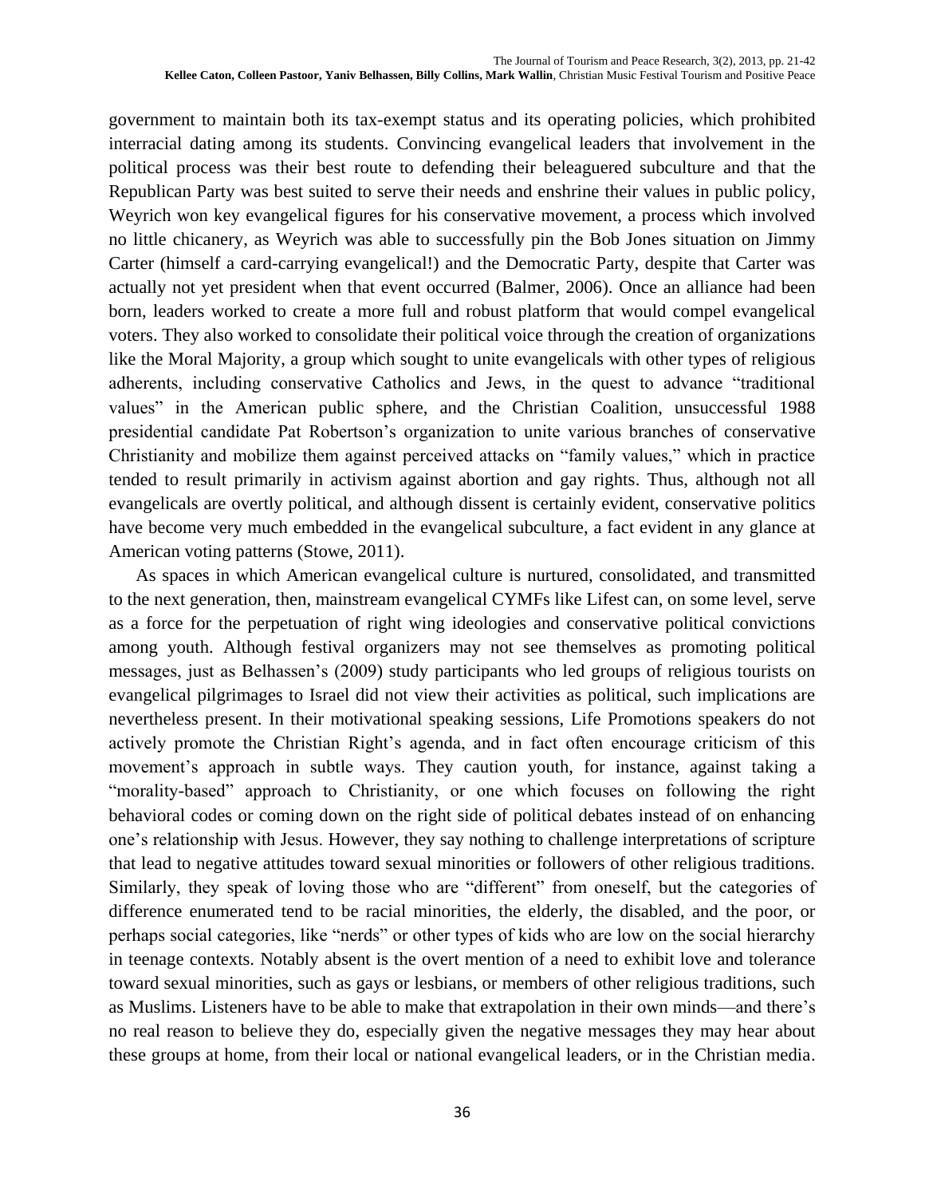government to maintain both its tax-exempt status and its operating policies, which prohibited interracial dating among its students. Convincing evangelical leaders that involvement in the political process was their best route to defending their beleaguered subculture and that the Republican Party was best suited to serve their needs and enshrine their values in public policy, Weyrich won key evangelical figures for his conservative movement, a process which involved no little chicanery, as Weyrich was able to successfully pin the Bob Jones situation on Jimmy Carter (himself a card-carrying evangelical!) and the Democratic Party, despite that Carter was actually not yet president when that event occurred (Balmer, 2006). Once an alliance had been born, leaders worked to create a more full and robust platform that would compel evangelical voters. They also worked to consolidate their political voice through the creation of organizations like the Moral Majority, a group which sought to unite evangelicals with other types of religious adherents, including conservative Catholics and Jews, in the quest to advance "traditional values" in the American public sphere, and the Christian Coalition, unsuccessful 1988 presidential candidate Pat Robertson's organization to unite various branches of conservative Christianity and mobilize them against perceived attacks on "family values," which in practice tended to result primarily in activism against abortion and gay rights. Thus, although not all evangelicals are overtly political, and although dissent is certainly evident, conservative politics have become very much embedded in the evangelical subculture, a fact evident in any glance at American voting patterns (Stowe, 2011).

As spaces in which American evangelical culture is nurtured, consolidated, and transmitted to the next generation, then, mainstream evangelical CYMFs like Lifest can, on some level, serve as a force for the perpetuation of right wing ideologies and conservative political convictions among youth. Although festival organizers may not see themselves as promoting political messages, just as Belhassen's (2009) study participants who led groups of religious tourists on evangelical pilgrimages to Israel did not view their activities as political, such implications are nevertheless present. In their motivational speaking sessions, Life Promotions speakers do not actively promote the Christian Right's agenda, and in fact often encourage criticism of this movement's approach in subtle ways. They caution youth, for instance, against taking a "morality-based" approach to Christianity, or one which focuses on following the right behavioral codes or coming down on the right side of political debates instead of on enhancing one's relationship with Jesus. However, they say nothing to challenge interpretations of scripture that lead to negative attitudes toward sexual minorities or followers of other religious traditions. Similarly, they speak of loving those who are "different" from oneself, but the categories of difference enumerated tend to be racial minorities, the elderly, the disabled, and the poor, or perhaps social categories, like "nerds" or other types of kids who are low on the social hierarchy in teenage contexts. Notably absent is the overt mention of a need to exhibit love and tolerance toward sexual minorities, such as gays or lesbians, or members of other religious traditions, such as Muslims. Listeners have to be able to make that extrapolation in their own minds—and there's no real reason to believe they do, especially given the negative messages they may hear about these groups at home, from their local or national evangelical leaders, or in the Christian media.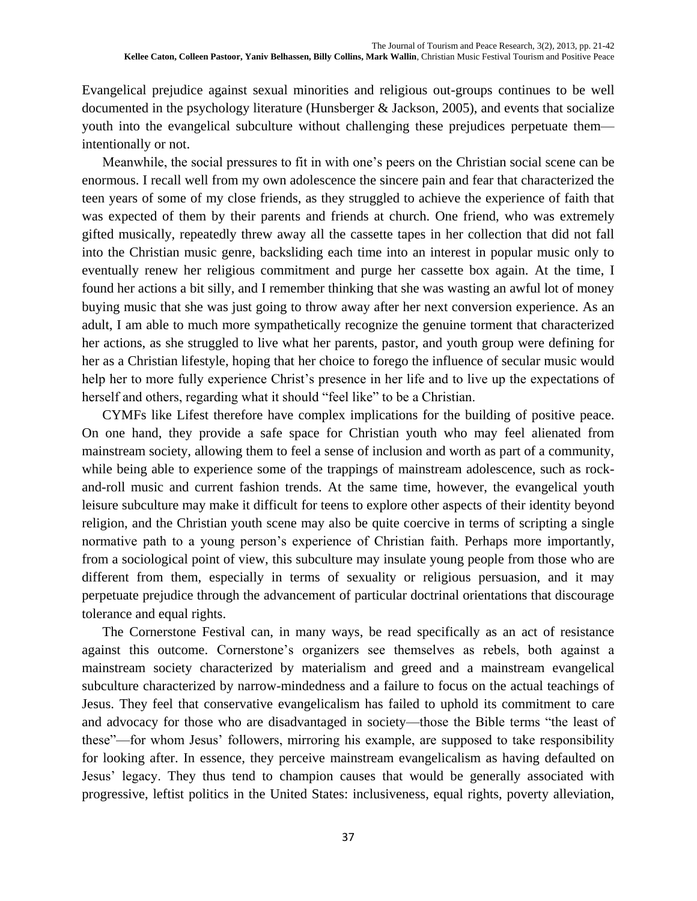Evangelical prejudice against sexual minorities and religious out-groups continues to be well documented in the psychology literature (Hunsberger & Jackson, 2005), and events that socialize youth into the evangelical subculture without challenging these prejudices perpetuate them—intentionally or not.

Meanwhile, the social pressures to fit in with one's peers on the Christian social scene can be enormous. I recall well from my own adolescence the sincere pain and fear that characterized the teen years of some of my close friends, as they struggled to achieve the experience of faith that was expected of them by their parents and friends at church. One friend, who was extremely gifted musically, repeatedly threw away all the cassette tapes in her collection that did not fall into the Christian music genre, backsliding each time into an interest in popular music only to eventually renew her religious commitment and purge her cassette box again. At the time, I found her actions a bit silly, and I remember thinking that she was wasting an awful lot of money buying music that she was just going to throw away after her next conversion experience. As an adult, I am able to much more sympathetically recognize the genuine torment that characterized her actions, as she struggled to live what her parents, pastor, and youth group were defining for her as a Christian lifestyle, hoping that her choice to forego the influence of secular music would help her to more fully experience Christ's presence in her life and to live up the expectations of herself and others, regarding what it should "feel like" to be a Christian.

CYMFs like Lifest therefore have complex implications for the building of positive peace. On one hand, they provide a safe space for Christian youth who may feel alienated from mainstream society, allowing them to feel a sense of inclusion and worth as part of a community, while being able to experience some of the trappings of mainstream adolescence, such as rock-and-roll music and current fashion trends. At the same time, however, the evangelical youth leisure subculture may make it difficult for teens to explore other aspects of their identity beyond religion, and the Christian youth scene may also be quite coercive in terms of scripting a single normative path to a young person's experience of Christian faith. Perhaps more importantly, from a sociological point of view, this subculture may insulate young people from those who are different from them, especially in terms of sexuality or religious persuasion, and it may perpetuate prejudice through the advancement of particular doctrinal orientations that discourage tolerance and equal rights.

The Cornerstone Festival can, in many ways, be read specifically as an act of resistance against this outcome. Cornerstone's organizers see themselves as rebels, both against a mainstream society characterized by materialism and greed and a mainstream evangelical subculture characterized by narrow-mindedness and a failure to focus on the actual teachings of Jesus. They feel that conservative evangelicalism has failed to uphold its commitment to care and advocacy for those who are disadvantaged in society—those the Bible terms "the least of these"—for whom Jesus' followers, mirroring his example, are supposed to take responsibility for looking after. In essence, they perceive mainstream evangelicalism as having defaulted on Jesus' legacy. They thus tend to champion causes that would be generally associated with progressive, leftist politics in the United States: inclusiveness, equal rights, poverty alleviation,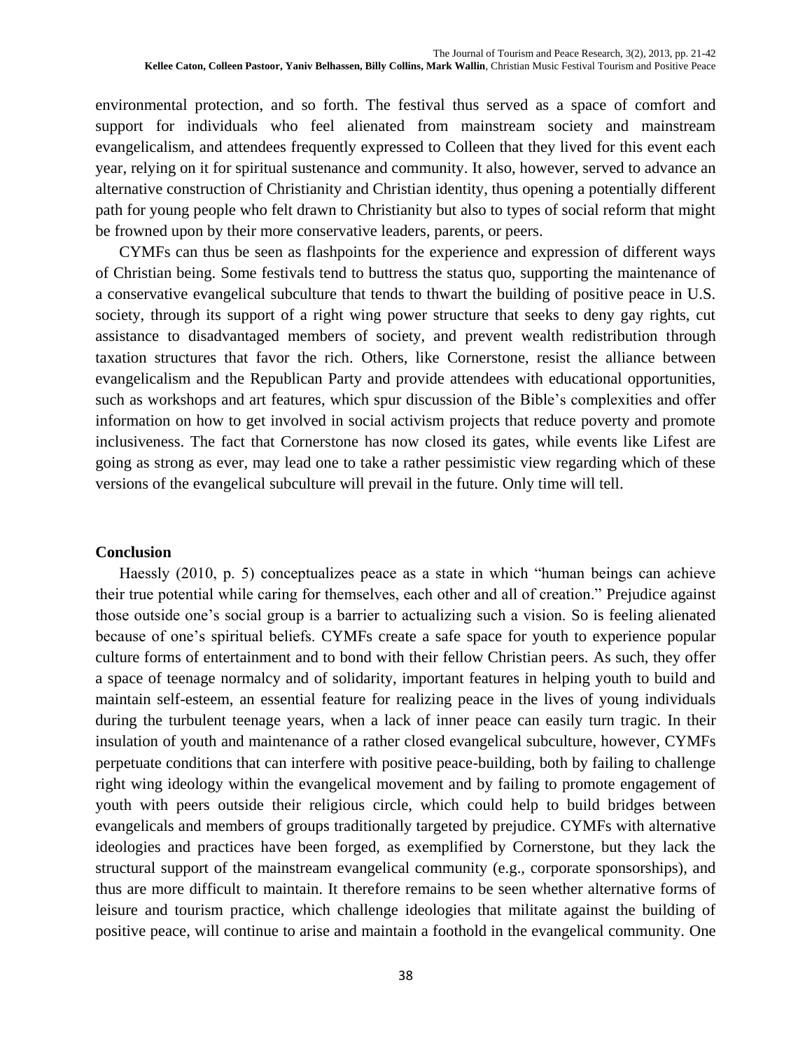environmental protection, and so forth. The festival thus served as a space of comfort and support for individuals who feel alienated from mainstream society and mainstream evangelicalism, and attendees frequently expressed to Colleen that they lived for this event each year, relying on it for spiritual sustenance and community. It also, however, served to advance an alternative construction of Christianity and Christian identity, thus opening a potentially different path for young people who felt drawn to Christianity but also to types of social reform that might be frowned upon by their more conservative leaders, parents, or peers.

CYMFs can thus be seen as flashpoints for the experience and expression of different ways of Christian being. Some festivals tend to buttress the status quo, supporting the maintenance of a conservative evangelical subculture that tends to thwart the building of positive peace in U.S. society, through its support of a right wing power structure that seeks to deny gay rights, cut assistance to disadvantaged members of society, and prevent wealth redistribution through taxation structures that favor the rich. Others, like Cornerstone, resist the alliance between evangelicalism and the Republican Party and provide attendees with educational opportunities, such as workshops and art features, which spur discussion of the Bible's complexities and offer information on how to get involved in social activism projects that reduce poverty and promote inclusiveness. The fact that Cornerstone has now closed its gates, while events like Lifest are going as strong as ever, may lead one to take a rather pessimistic view regarding which of these versions of the evangelical subculture will prevail in the future. Only time will tell.

## Conclusion

Haessly (2010, p. 5) conceptualizes peace as a state in which "human beings can achieve their true potential while caring for themselves, each other and all of creation." Prejudice against those outside one's social group is a barrier to actualizing such a vision. So is feeling alienated because of one's spiritual beliefs. CYMFs create a safe space for youth to experience popular culture forms of entertainment and to bond with their fellow Christian peers. As such, they offer a space of teenage normalcy and of solidarity, important features in helping youth to build and maintain self-esteem, an essential feature for realizing peace in the lives of young individuals during the turbulent teenage years, when a lack of inner peace can easily turn tragic. In their insulation of youth and maintenance of a rather closed evangelical subculture, however, CYMFs perpetuate conditions that can interfere with positive peace-building, both by failing to challenge right wing ideology within the evangelical movement and by failing to promote engagement of youth with peers outside their religious circle, which could help to build bridges between evangelicals and members of groups traditionally targeted by prejudice. CYMFs with alternative ideologies and practices have been forged, as exemplified by Cornerstone, but they lack the structural support of the mainstream evangelical community (e.g., corporate sponsorships), and thus are more difficult to maintain. It therefore remains to be seen whether alternative forms of leisure and tourism practice, which challenge ideologies that militate against the building of positive peace, will continue to arise and maintain a foothold in the evangelical community. One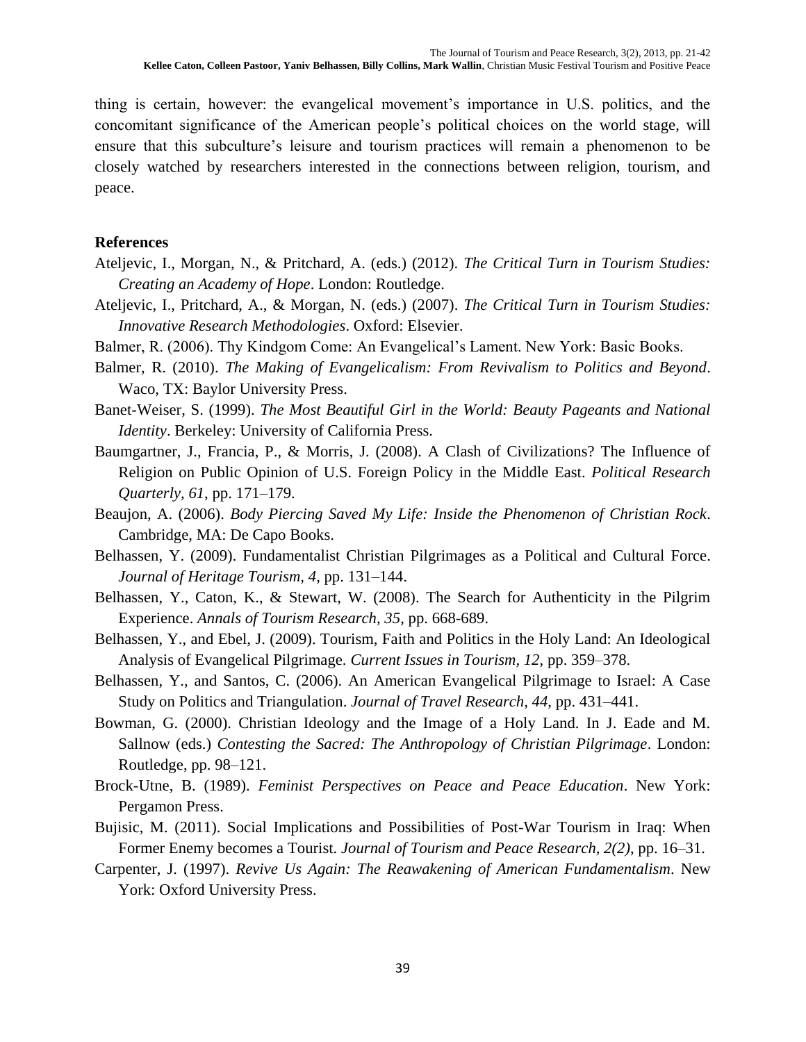thing is certain, however: the evangelical movement's importance in U.S. politics, and the concomitant significance of the American people's political choices on the world stage, will ensure that this subculture's leisure and tourism practices will remain a phenomenon to be closely watched by researchers interested in the connections between religion, tourism, and peace.

## References

Ateljevic, I., Morgan, N., & Pritchard, A. (eds.) (2012). *The Critical Turn in Tourism Studies: Creating an Academy of Hope*. London: Routledge.

Ateljevic, I., Pritchard, A., & Morgan, N. (eds.) (2007). *The Critical Turn in Tourism Studies: Innovative Research Methodologies*. Oxford: Elsevier.

Balmer, R. (2006). Thy Kindgom Come: An Evangelical's Lament. New York: Basic Books.

Balmer, R. (2010). *The Making of Evangelicalism: From Revivalism to Politics and Beyond*. Waco, TX: Baylor University Press.

Banet-Weiser, S. (1999). *The Most Beautiful Girl in the World: Beauty Pageants and National Identity*. Berkeley: University of California Press.

Baumgartner, J., Francia, P., & Morris, J. (2008). A Clash of Civilizations? The Influence of Religion on Public Opinion of U.S. Foreign Policy in the Middle East. *Political Research Quarterly, 61*, pp. 171–179.

Beaujon, A. (2006). *Body Piercing Saved My Life: Inside the Phenomenon of Christian Rock*. Cambridge, MA: De Capo Books.

Belhassen, Y. (2009). Fundamentalist Christian Pilgrimages as a Political and Cultural Force. *Journal of Heritage Tourism, 4*, pp. 131–144.

Belhassen, Y., Caton, K., & Stewart, W. (2008). The Search for Authenticity in the Pilgrim Experience. *Annals of Tourism Research, 35*, pp. 668-689.

Belhassen, Y., and Ebel, J. (2009). Tourism, Faith and Politics in the Holy Land: An Ideological Analysis of Evangelical Pilgrimage. *Current Issues in Tourism*, *12*, pp. 359–378.

Belhassen, Y., and Santos, C. (2006). An American Evangelical Pilgrimage to Israel: A Case Study on Politics and Triangulation. *Journal of Travel Research, 44*, pp. 431–441.

Bowman, G. (2000). Christian Ideology and the Image of a Holy Land. In J. Eade and M. Sallnow (eds.) *Contesting the Sacred: The Anthropology of Christian Pilgrimage*. London: Routledge, pp. 98–121.

Brock-Utne, B. (1989). *Feminist Perspectives on Peace and Peace Education*. New York: Pergamon Press.

Bujisic, M. (2011). Social Implications and Possibilities of Post-War Tourism in Iraq: When Former Enemy becomes a Tourist. *Journal of Tourism and Peace Research, 2(2)*, pp. 16–31.

Carpenter, J. (1997). *Revive Us Again: The Reawakening of American Fundamentalism*. New York: Oxford University Press.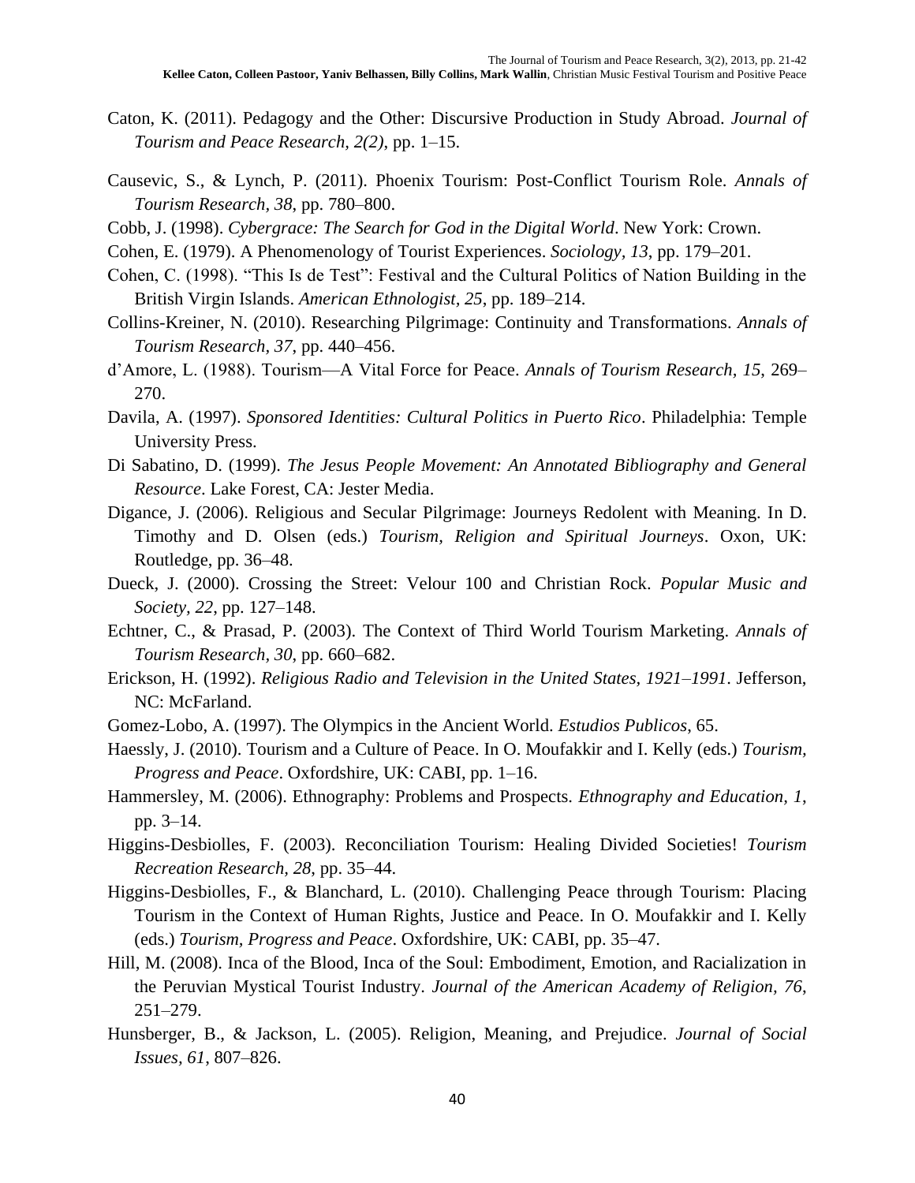Caton, K. (2011). Pedagogy and the Other: Discursive Production in Study Abroad. *Journal of Tourism and Peace Research, 2(2)*, pp. 1–15.

Causevic, S., & Lynch, P. (2011). Phoenix Tourism: Post-Conflict Tourism Role. *Annals of Tourism Research, 38*, pp. 780–800.

Cobb, J. (1998). *Cybergrace: The Search for God in the Digital World*. New York: Crown.

Cohen, E. (1979). A Phenomenology of Tourist Experiences. *Sociology, 13*, pp. 179–201.

Cohen, C. (1998). "This Is de Test": Festival and the Cultural Politics of Nation Building in the British Virgin Islands. *American Ethnologist, 25*, pp. 189–214.

Collins-Kreiner, N. (2010). Researching Pilgrimage: Continuity and Transformations. *Annals of Tourism Research, 37*, pp. 440–456.

d'Amore, L. (1988). Tourism—A Vital Force for Peace. *Annals of Tourism Research, 15*, 269–270.

Davila, A. (1997). *Sponsored Identities: Cultural Politics in Puerto Rico*. Philadelphia: Temple University Press.

Di Sabatino, D. (1999). *The Jesus People Movement: An Annotated Bibliography and General Resource*. Lake Forest, CA: Jester Media.

Digance, J. (2006). Religious and Secular Pilgrimage: Journeys Redolent with Meaning. In D. Timothy and D. Olsen (eds.) *Tourism, Religion and Spiritual Journeys*. Oxon, UK: Routledge, pp. 36–48.

Dueck, J. (2000). Crossing the Street: Velour 100 and Christian Rock. *Popular Music and Society, 22*, pp. 127–148.

Echtner, C., & Prasad, P. (2003). The Context of Third World Tourism Marketing. *Annals of Tourism Research, 30*, pp. 660–682.

Erickson, H. (1992). *Religious Radio and Television in the United States, 1921–1991*. Jefferson, NC: McFarland.

Gomez-Lobo, A. (1997). The Olympics in the Ancient World. *Estudios Publicos*, 65.

Haessly, J. (2010). Tourism and a Culture of Peace. In O. Moufakkir and I. Kelly (eds.) *Tourism, Progress and Peace*. Oxfordshire, UK: CABI, pp. 1–16.

Hammersley, M. (2006). Ethnography: Problems and Prospects. *Ethnography and Education, 1*, pp. 3–14.

Higgins-Desbiolles, F. (2003). Reconciliation Tourism: Healing Divided Societies! *Tourism Recreation Research, 28*, pp. 35–44.

Higgins-Desbiolles, F., & Blanchard, L. (2010). Challenging Peace through Tourism: Placing Tourism in the Context of Human Rights, Justice and Peace. In O. Moufakkir and I. Kelly (eds.) *Tourism, Progress and Peace*. Oxfordshire, UK: CABI, pp. 35–47.

Hill, M. (2008). Inca of the Blood, Inca of the Soul: Embodiment, Emotion, and Racialization in the Peruvian Mystical Tourist Industry. *Journal of the American Academy of Religion, 76*, 251–279.

Hunsberger, B., & Jackson, L. (2005). Religion, Meaning, and Prejudice. *Journal of Social Issues, 61*, 807–826.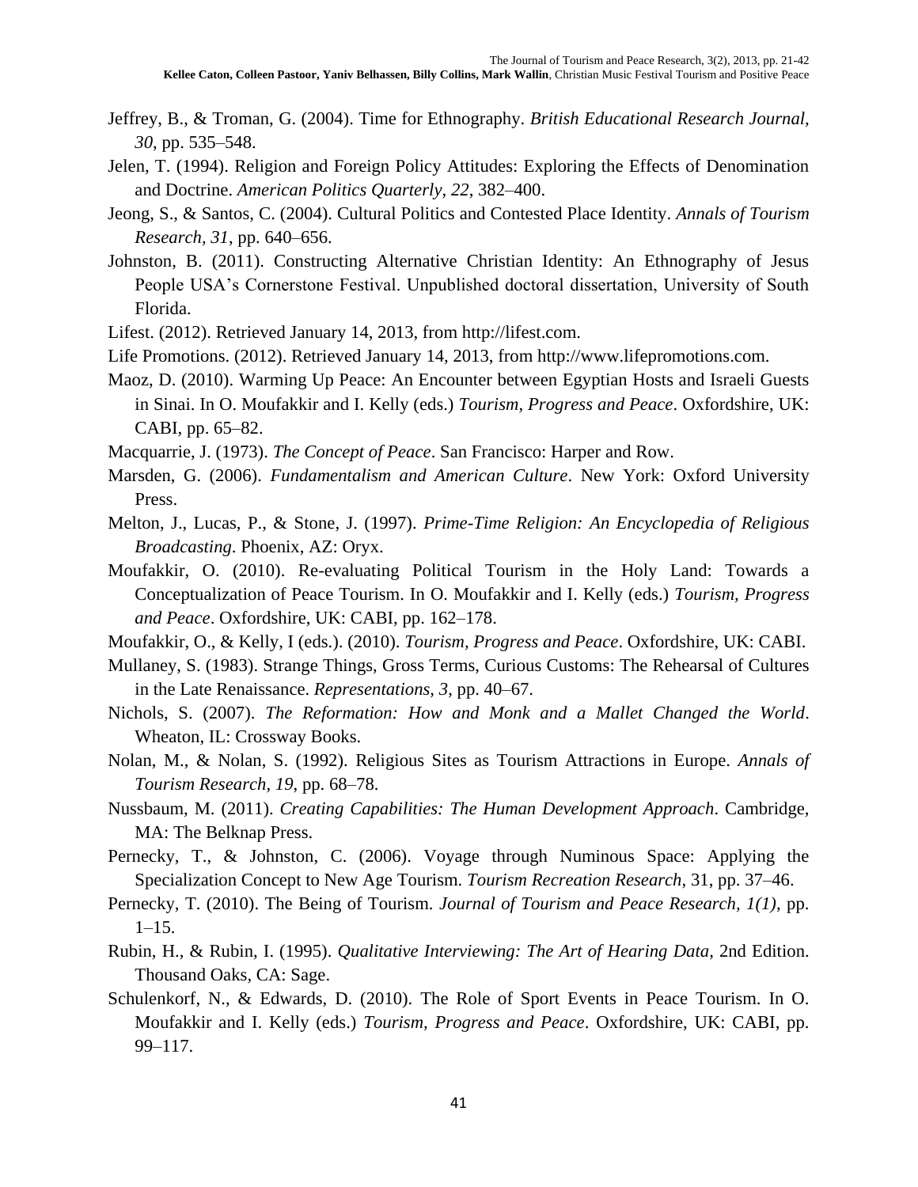Jeffrey, B., & Troman, G. (2004). Time for Ethnography. *British Educational Research Journal, 30*, pp. 535–548.

Jelen, T. (1994). Religion and Foreign Policy Attitudes: Exploring the Effects of Denomination and Doctrine. *American Politics Quarterly, 22*, 382–400.

Jeong, S., & Santos, C. (2004). Cultural Politics and Contested Place Identity. *Annals of Tourism Research, 31*, pp. 640–656.

Johnston, B. (2011). Constructing Alternative Christian Identity: An Ethnography of Jesus People USA's Cornerstone Festival. Unpublished doctoral dissertation, University of South Florida.

Lifest. (2012). Retrieved January 14, 2013, from http://lifest.com.

Life Promotions. (2012). Retrieved January 14, 2013, from http://www.lifepromotions.com.

Maoz, D. (2010). Warming Up Peace: An Encounter between Egyptian Hosts and Israeli Guests in Sinai. In O. Moufakkir and I. Kelly (eds.) *Tourism, Progress and Peace*. Oxfordshire, UK: CABI, pp. 65–82.

Macquarrie, J. (1973). *The Concept of Peace*. San Francisco: Harper and Row.

Marsden, G. (2006). *Fundamentalism and American Culture*. New York: Oxford University Press.

Melton, J., Lucas, P., & Stone, J. (1997). *Prime-Time Religion: An Encyclopedia of Religious Broadcasting*. Phoenix, AZ: Oryx.

Moufakkir, O. (2010). Re-evaluating Political Tourism in the Holy Land: Towards a Conceptualization of Peace Tourism. In O. Moufakkir and I. Kelly (eds.) *Tourism, Progress and Peace*. Oxfordshire, UK: CABI, pp. 162–178.

Moufakkir, O., & Kelly, I (eds.). (2010). *Tourism, Progress and Peace*. Oxfordshire, UK: CABI.

Mullaney, S. (1983). Strange Things, Gross Terms, Curious Customs: The Rehearsal of Cultures in the Late Renaissance. *Representations, 3*, pp. 40–67.

Nichols, S. (2007). *The Reformation: How and Monk and a Mallet Changed the World*. Wheaton, IL: Crossway Books.

Nolan, M., & Nolan, S. (1992). Religious Sites as Tourism Attractions in Europe. *Annals of Tourism Research, 19*, pp. 68–78.

Nussbaum, M. (2011). *Creating Capabilities: The Human Development Approach*. Cambridge, MA: The Belknap Press.

Pernecky, T., & Johnston, C. (2006). Voyage through Numinous Space: Applying the Specialization Concept to New Age Tourism. *Tourism Recreation Research*, 31, pp. 37–46.

Pernecky, T. (2010). The Being of Tourism. *Journal of Tourism and Peace Research, 1(1)*, pp. 1–15.

Rubin, H., & Rubin, I. (1995). *Qualitative Interviewing: The Art of Hearing Data*, 2nd Edition. Thousand Oaks, CA: Sage.

Schulenkorf, N., & Edwards, D. (2010). The Role of Sport Events in Peace Tourism. In O. Moufakkir and I. Kelly (eds.) *Tourism, Progress and Peace*. Oxfordshire, UK: CABI, pp. 99–117.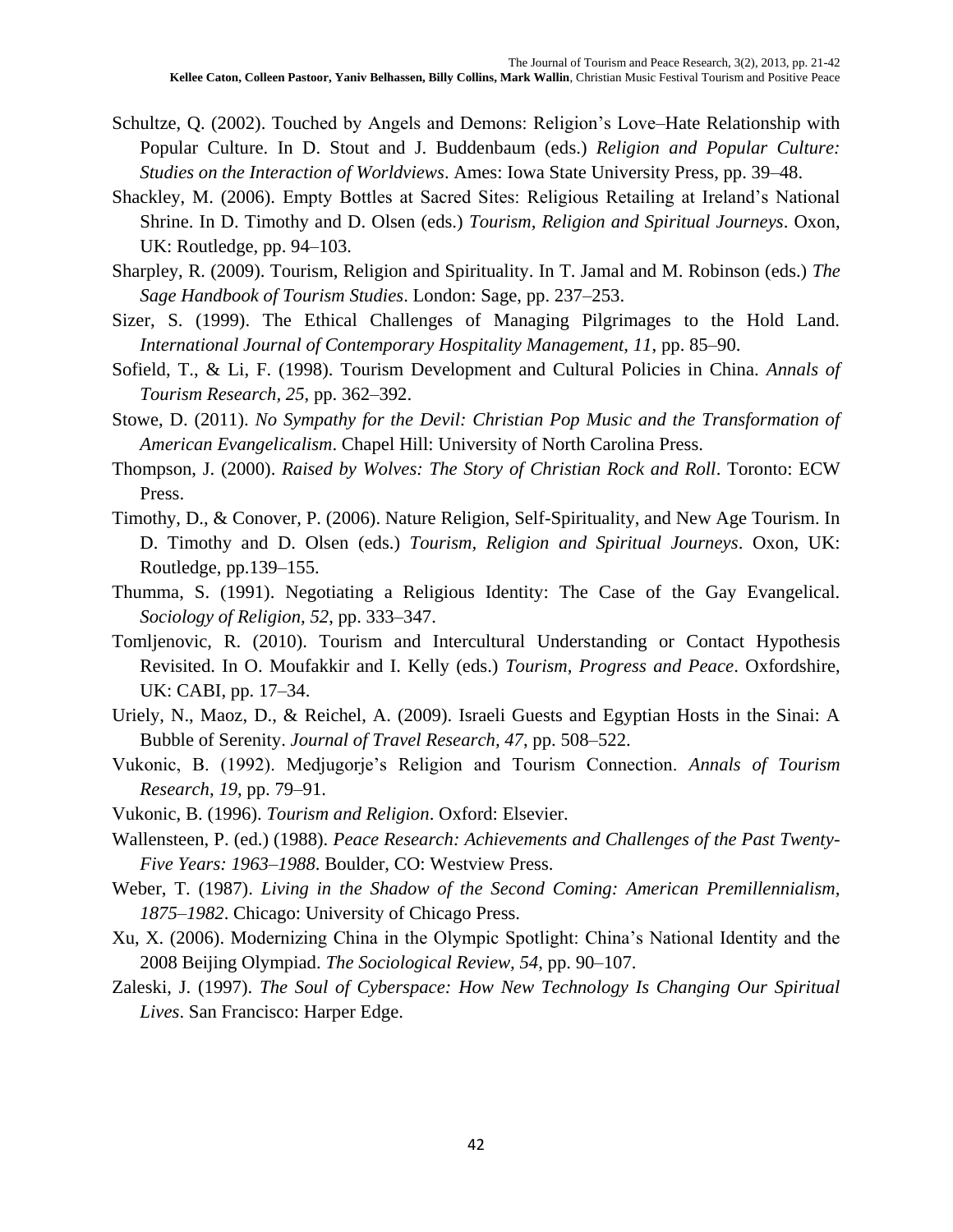Schultze, Q. (2002). Touched by Angels and Demons: Religion's Love–Hate Relationship with Popular Culture. In D. Stout and J. Buddenbaum (eds.) *Religion and Popular Culture: Studies on the Interaction of Worldviews*. Ames: Iowa State University Press, pp. 39–48.

Shackley, M. (2006). Empty Bottles at Sacred Sites: Religious Retailing at Ireland's National Shrine. In D. Timothy and D. Olsen (eds.) *Tourism, Religion and Spiritual Journeys*. Oxon, UK: Routledge, pp. 94–103.

Sharpley, R. (2009). Tourism, Religion and Spirituality. In T. Jamal and M. Robinson (eds.) *The Sage Handbook of Tourism Studies*. London: Sage, pp. 237–253.

Sizer, S. (1999). The Ethical Challenges of Managing Pilgrimages to the Hold Land. *International Journal of Contemporary Hospitality Management, 11*, pp. 85–90.

Sofield, T., & Li, F. (1998). Tourism Development and Cultural Policies in China. *Annals of Tourism Research, 25*, pp. 362–392.

Stowe, D. (2011). *No Sympathy for the Devil: Christian Pop Music and the Transformation of American Evangelicalism*. Chapel Hill: University of North Carolina Press.

Thompson, J. (2000). *Raised by Wolves: The Story of Christian Rock and Roll*. Toronto: ECW Press.

Timothy, D., & Conover, P. (2006). Nature Religion, Self-Spirituality, and New Age Tourism. In D. Timothy and D. Olsen (eds.) *Tourism, Religion and Spiritual Journeys*. Oxon, UK: Routledge, pp.139–155.

Thumma, S. (1991). Negotiating a Religious Identity: The Case of the Gay Evangelical. *Sociology of Religion, 52*, pp. 333–347.

Tomljenovic, R. (2010). Tourism and Intercultural Understanding or Contact Hypothesis Revisited. In O. Moufakkir and I. Kelly (eds.) *Tourism, Progress and Peace*. Oxfordshire, UK: CABI, pp. 17–34.

Uriely, N., Maoz, D., & Reichel, A. (2009). Israeli Guests and Egyptian Hosts in the Sinai: A Bubble of Serenity. *Journal of Travel Research, 47*, pp. 508–522.

Vukonic, B. (1992). Medjugorje's Religion and Tourism Connection. *Annals of Tourism Research, 19*, pp. 79–91.

Vukonic, B. (1996). *Tourism and Religion*. Oxford: Elsevier.

Wallensteen, P. (ed.) (1988). *Peace Research: Achievements and Challenges of the Past Twenty-Five Years: 1963–1988*. Boulder, CO: Westview Press.

Weber, T. (1987). *Living in the Shadow of the Second Coming: American Premillennialism, 1875–1982*. Chicago: University of Chicago Press.

Xu, X. (2006). Modernizing China in the Olympic Spotlight: China's National Identity and the 2008 Beijing Olympiad. *The Sociological Review, 54*, pp. 90–107.

Zaleski, J. (1997). *The Soul of Cyberspace: How New Technology Is Changing Our Spiritual Lives*. San Francisco: Harper Edge.